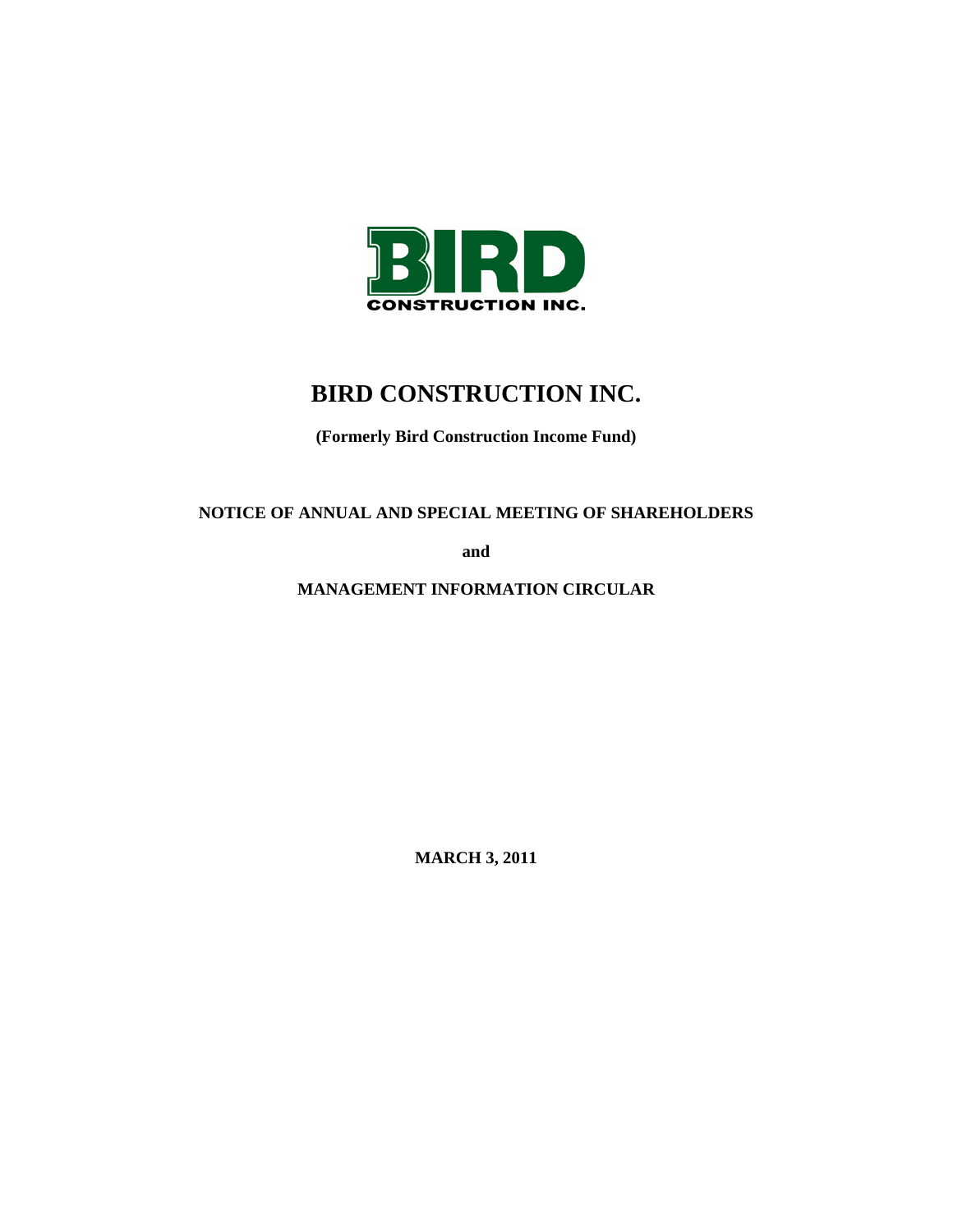# BIRD CONSTRUCTION INC.

**(Formerly Bird Construction Income Fund)**

**NOTICE OF ANNUAL AND SPECIAL MEETING OF SHAREHOLDERS**

**and**

**MANAGEMENT INFORMATION CIRCULAR**

**MARCH 3, 2011**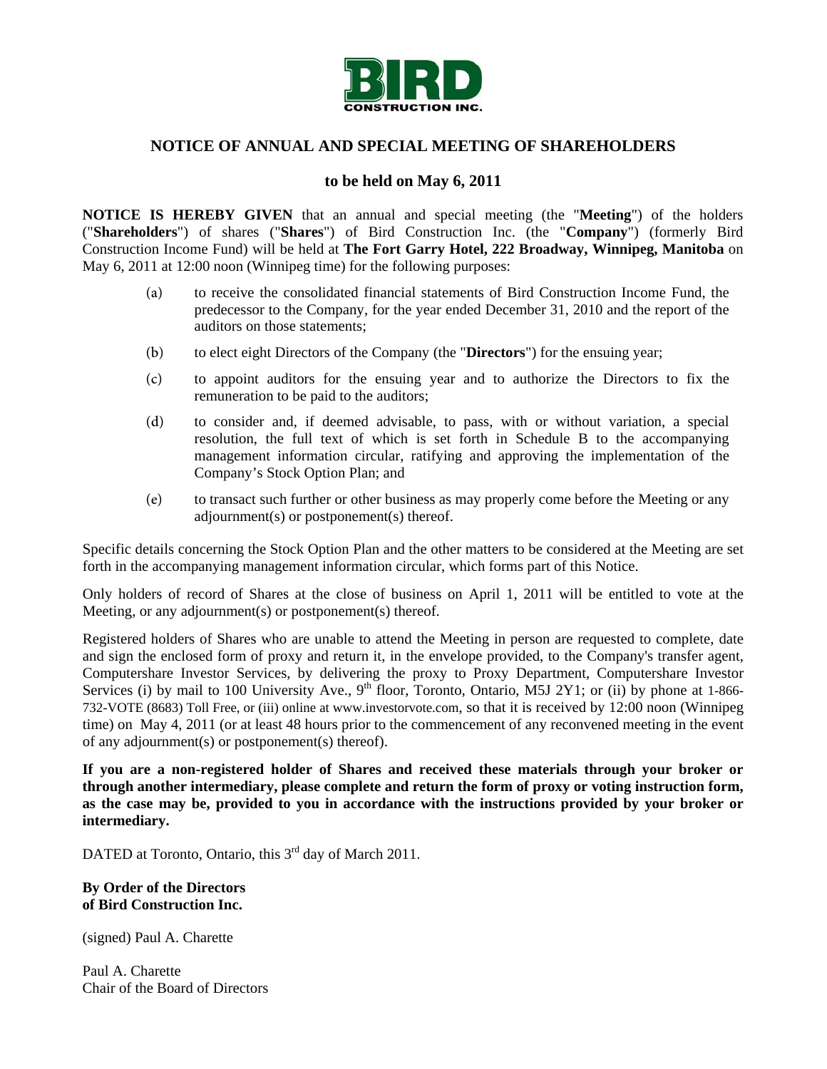BIRD CONSTRUCTION INC.

# NOTICE OF ANNUAL AND SPECIAL MEETING OF SHAREHOLDERS

## to be held on May 6, 2011

**NOTICE IS HEREBY GIVEN** that an annual and special meeting (the "**Meeting**") of the holders ("**Shareholders**") of shares ("**Shares**") of Bird Construction Inc. (the "**Company**") (formerly Bird Construction Income Fund) will be held at **The Fort Garry Hotel, 222 Broadway, Winnipeg, Manitoba** on May 6, 2011 at 12:00 noon (Winnipeg time) for the following purposes:

(a) to receive the consolidated financial statements of Bird Construction Income Fund, the predecessor to the Company, for the year ended December 31, 2010 and the report of the auditors on those statements;

(b) to elect eight Directors of the Company (the "**Directors**") for the ensuing year;

(c) to appoint auditors for the ensuing year and to authorize the Directors to fix the remuneration to be paid to the auditors;

(d) to consider and, if deemed advisable, to pass, with or without variation, a special resolution, the full text of which is set forth in Schedule B to the accompanying management information circular, ratifying and approving the implementation of the Company's Stock Option Plan; and

(e) to transact such further or other business as may properly come before the Meeting or any adjournment(s) or postponement(s) thereof.

Specific details concerning the Stock Option Plan and the other matters to be considered at the Meeting are set forth in the accompanying management information circular, which forms part of this Notice.

Only holders of record of Shares at the close of business on April 1, 2011 will be entitled to vote at the Meeting, or any adjournment(s) or postponement(s) thereof.

Registered holders of Shares who are unable to attend the Meeting in person are requested to complete, date and sign the enclosed form of proxy and return it, in the envelope provided, to the Company's transfer agent, Computershare Investor Services, by delivering the proxy to Proxy Department, Computershare Investor Services (i) by mail to 100 University Ave., 9th floor, Toronto, Ontario, M5J 2Y1; or (ii) by phone at 1-866-732-VOTE (8683) Toll Free, or (iii) online at www.investorvote.com, so that it is received by 12:00 noon (Winnipeg time) on May 4, 2011 (or at least 48 hours prior to the commencement of any reconvened meeting in the event of any adjournment(s) or postponement(s) thereof).

**If you are a non-registered holder of Shares and received these materials through your broker or through another intermediary, please complete and return the form of proxy or voting instruction form, as the case may be, provided to you in accordance with the instructions provided by your broker or intermediary.**

DATED at Toronto, Ontario, this 3rd day of March 2011.

**By Order of the Directors**
**of Bird Construction Inc.**

(signed) Paul A. Charette

Paul A. Charette
Chair of the Board of Directors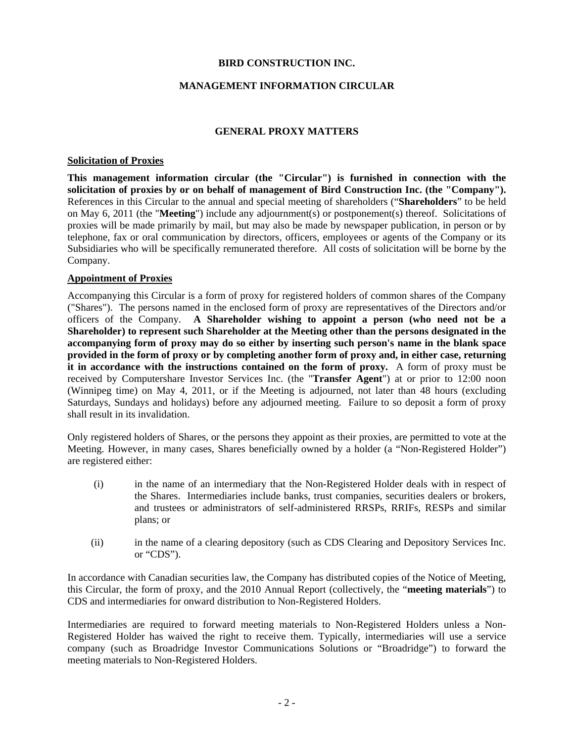**BIRD CONSTRUCTION INC.**

**MANAGEMENT INFORMATION CIRCULAR**

## GENERAL PROXY MATTERS

### Solicitation of Proxies

**This management information circular (the "Circular") is furnished in connection with the solicitation of proxies by or on behalf of management of Bird Construction Inc. (the "Company").** References in this Circular to the annual and special meeting of shareholders ("**Shareholders**" to be held on May 6, 2011 (the "**Meeting**") include any adjournment(s) or postponement(s) thereof. Solicitations of proxies will be made primarily by mail, but may also be made by newspaper publication, in person or by telephone, fax or oral communication by directors, officers, employees or agents of the Company or its Subsidiaries who will be specifically remunerated therefore. All costs of solicitation will be borne by the Company.

### Appointment of Proxies

Accompanying this Circular is a form of proxy for registered holders of common shares of the Company ("Shares"). The persons named in the enclosed form of proxy are representatives of the Directors and/or officers of the Company. **A Shareholder wishing to appoint a person (who need not be a Shareholder) to represent such Shareholder at the Meeting other than the persons designated in the accompanying form of proxy may do so either by inserting such person's name in the blank space provided in the form of proxy or by completing another form of proxy and, in either case, returning it in accordance with the instructions contained on the form of proxy.** A form of proxy must be received by Computershare Investor Services Inc. (the "**Transfer Agent**") at or prior to 12:00 noon (Winnipeg time) on May 4, 2011, or if the Meeting is adjourned, not later than 48 hours (excluding Saturdays, Sundays and holidays) before any adjourned meeting. Failure to so deposit a form of proxy shall result in its invalidation.

Only registered holders of Shares, or the persons they appoint as their proxies, are permitted to vote at the Meeting. However, in many cases, Shares beneficially owned by a holder (a "Non-Registered Holder") are registered either:

(i) in the name of an intermediary that the Non-Registered Holder deals with in respect of the Shares. Intermediaries include banks, trust companies, securities dealers or brokers, and trustees or administrators of self-administered RRSPs, RRIFs, RESPs and similar plans; or

(ii) in the name of a clearing depository (such as CDS Clearing and Depository Services Inc. or "CDS").

In accordance with Canadian securities law, the Company has distributed copies of the Notice of Meeting, this Circular, the form of proxy, and the 2010 Annual Report (collectively, the "**meeting materials**") to CDS and intermediaries for onward distribution to Non-Registered Holders.

Intermediaries are required to forward meeting materials to Non-Registered Holders unless a Non-Registered Holder has waived the right to receive them. Typically, intermediaries will use a service company (such as Broadridge Investor Communications Solutions or "Broadridge") to forward the meeting materials to Non-Registered Holders.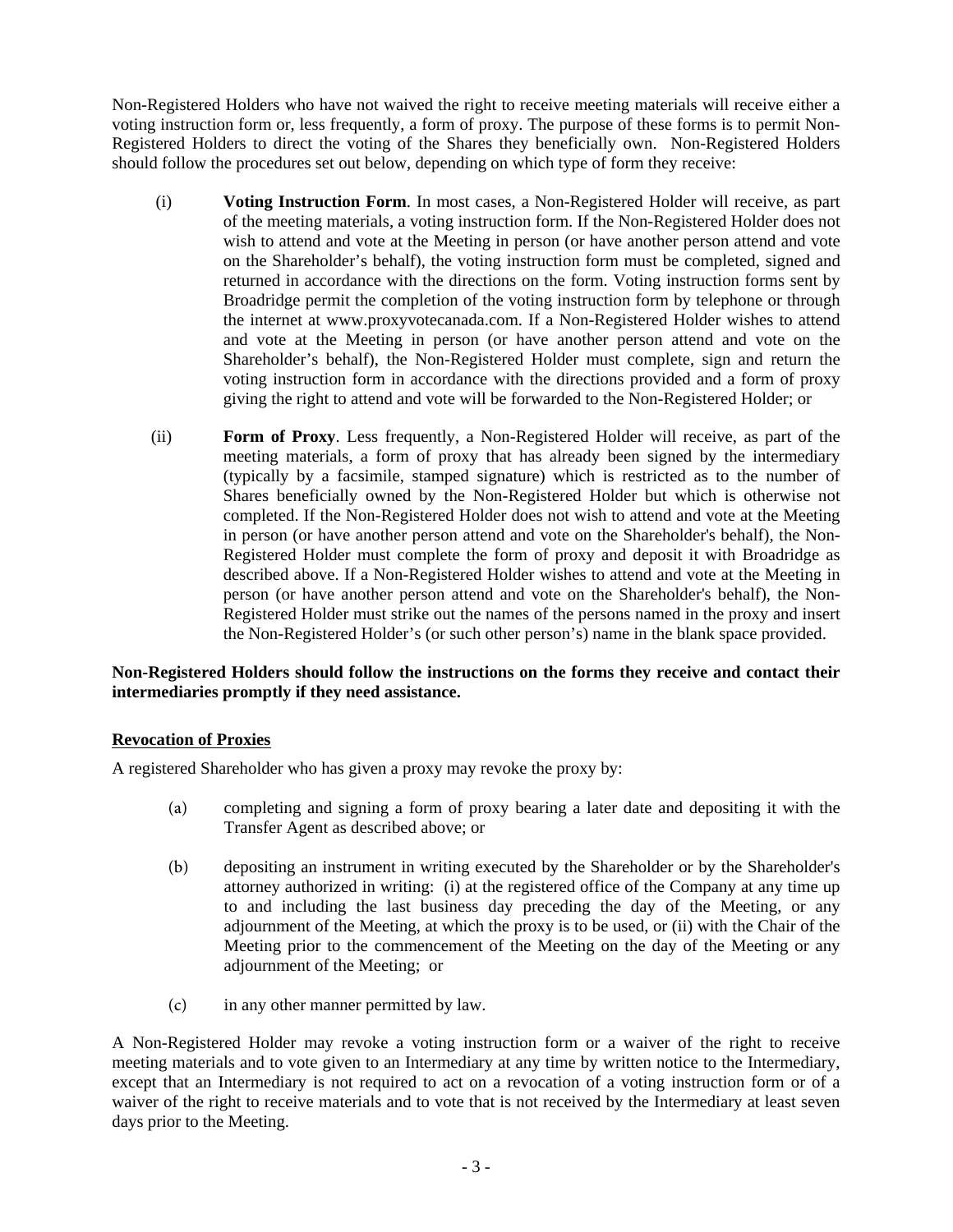Non-Registered Holders who have not waived the right to receive meeting materials will receive either a voting instruction form or, less frequently, a form of proxy. The purpose of these forms is to permit Non-Registered Holders to direct the voting of the Shares they beneficially own. Non-Registered Holders should follow the procedures set out below, depending on which type of form they receive:

(i) **Voting Instruction Form**. In most cases, a Non-Registered Holder will receive, as part of the meeting materials, a voting instruction form. If the Non-Registered Holder does not wish to attend and vote at the Meeting in person (or have another person attend and vote on the Shareholder's behalf), the voting instruction form must be completed, signed and returned in accordance with the directions on the form. Voting instruction forms sent by Broadridge permit the completion of the voting instruction form by telephone or through the internet at www.proxyvotecanada.com. If a Non-Registered Holder wishes to attend and vote at the Meeting in person (or have another person attend and vote on the Shareholder's behalf), the Non-Registered Holder must complete, sign and return the voting instruction form in accordance with the directions provided and a form of proxy giving the right to attend and vote will be forwarded to the Non-Registered Holder; or

(ii) **Form of Proxy**. Less frequently, a Non-Registered Holder will receive, as part of the meeting materials, a form of proxy that has already been signed by the intermediary (typically by a facsimile, stamped signature) which is restricted as to the number of Shares beneficially owned by the Non-Registered Holder but which is otherwise not completed. If the Non-Registered Holder does not wish to attend and vote at the Meeting in person (or have another person attend and vote on the Shareholder's behalf), the Non-Registered Holder must complete the form of proxy and deposit it with Broadridge as described above. If a Non-Registered Holder wishes to attend and vote at the Meeting in person (or have another person attend and vote on the Shareholder's behalf), the Non-Registered Holder must strike out the names of the persons named in the proxy and insert the Non-Registered Holder's (or such other person's) name in the blank space provided.

**Non-Registered Holders should follow the instructions on the forms they receive and contact their intermediaries promptly if they need assistance.**

## Revocation of Proxies

A registered Shareholder who has given a proxy may revoke the proxy by:

(a) completing and signing a form of proxy bearing a later date and depositing it with the Transfer Agent as described above; or

(b) depositing an instrument in writing executed by the Shareholder or by the Shareholder's attorney authorized in writing: (i) at the registered office of the Company at any time up to and including the last business day preceding the day of the Meeting, or any adjournment of the Meeting, at which the proxy is to be used, or (ii) with the Chair of the Meeting prior to the commencement of the Meeting on the day of the Meeting or any adjournment of the Meeting; or

(c) in any other manner permitted by law.

A Non-Registered Holder may revoke a voting instruction form or a waiver of the right to receive meeting materials and to vote given to an Intermediary at any time by written notice to the Intermediary, except that an Intermediary is not required to act on a revocation of a voting instruction form or of a waiver of the right to receive materials and to vote that is not received by the Intermediary at least seven days prior to the Meeting.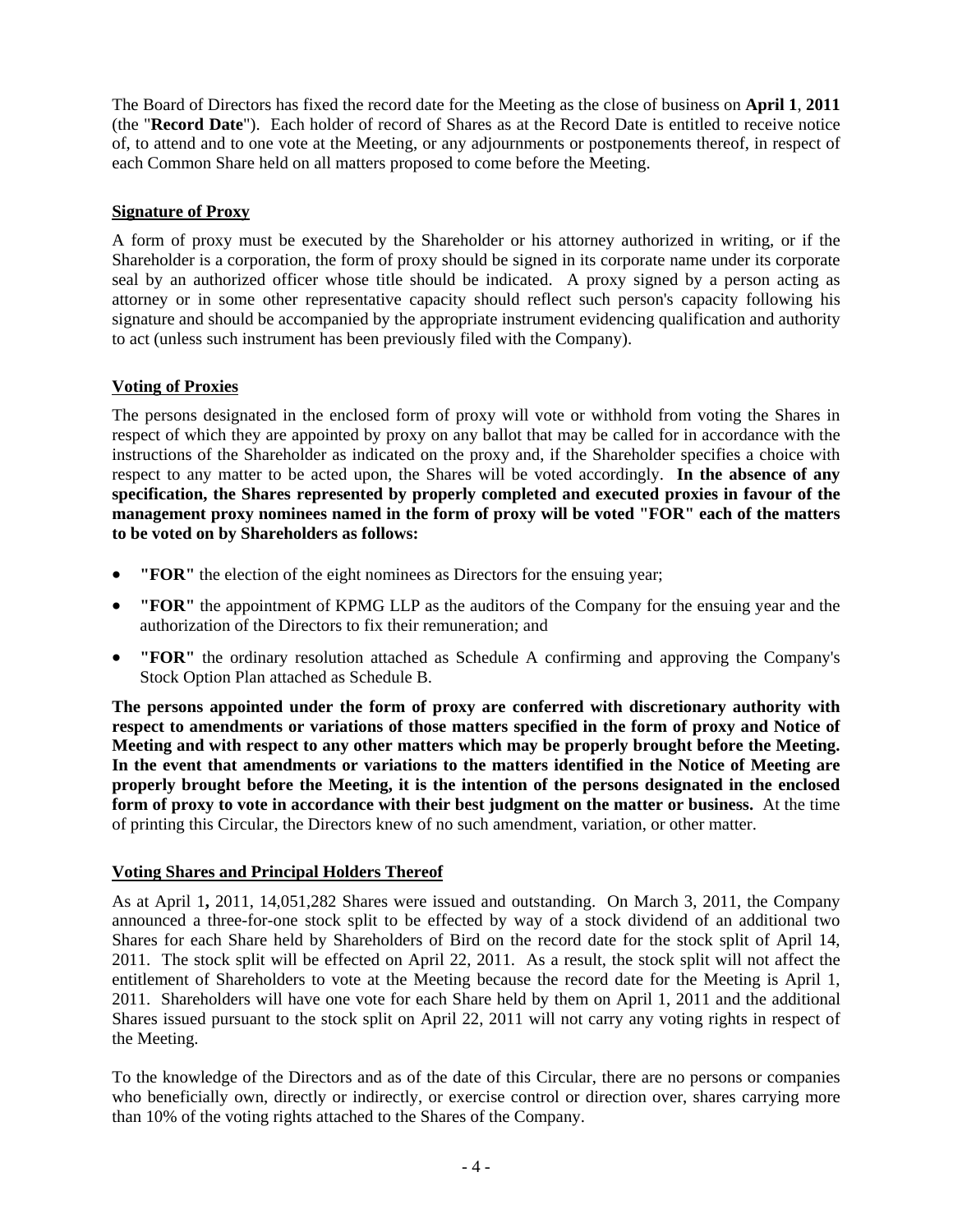The Board of Directors has fixed the record date for the Meeting as the close of business on **April 1**, **2011** (the "**Record Date**"). Each holder of record of Shares as at the Record Date is entitled to receive notice of, to attend and to one vote at the Meeting, or any adjournments or postponements thereof, in respect of each Common Share held on all matters proposed to come before the Meeting.

## Signature of Proxy

A form of proxy must be executed by the Shareholder or his attorney authorized in writing, or if the Shareholder is a corporation, the form of proxy should be signed in its corporate name under its corporate seal by an authorized officer whose title should be indicated. A proxy signed by a person acting as attorney or in some other representative capacity should reflect such person's capacity following his signature and should be accompanied by the appropriate instrument evidencing qualification and authority to act (unless such instrument has been previously filed with the Company).

## Voting of Proxies

The persons designated in the enclosed form of proxy will vote or withhold from voting the Shares in respect of which they are appointed by proxy on any ballot that may be called for in accordance with the instructions of the Shareholder as indicated on the proxy and, if the Shareholder specifies a choice with respect to any matter to be acted upon, the Shares will be voted accordingly. **In the absence of any specification, the Shares represented by properly completed and executed proxies in favour of the management proxy nominees named in the form of proxy will be voted "FOR" each of the matters to be voted on by Shareholders as follows:**

- **"FOR"** the election of the eight nominees as Directors for the ensuing year;
- **"FOR"** the appointment of KPMG LLP as the auditors of the Company for the ensuing year and the authorization of the Directors to fix their remuneration; and
- **"FOR"** the ordinary resolution attached as Schedule A confirming and approving the Company's Stock Option Plan attached as Schedule B.

**The persons appointed under the form of proxy are conferred with discretionary authority with respect to amendments or variations of those matters specified in the form of proxy and Notice of Meeting and with respect to any other matters which may be properly brought before the Meeting. In the event that amendments or variations to the matters identified in the Notice of Meeting are properly brought before the Meeting, it is the intention of the persons designated in the enclosed form of proxy to vote in accordance with their best judgment on the matter or business.** At the time of printing this Circular, the Directors knew of no such amendment, variation, or other matter.

## Voting Shares and Principal Holders Thereof

As at April 1**,** 2011, 14,051,282 Shares were issued and outstanding. On March 3, 2011, the Company announced a three-for-one stock split to be effected by way of a stock dividend of an additional two Shares for each Share held by Shareholders of Bird on the record date for the stock split of April 14, 2011. The stock split will be effected on April 22, 2011. As a result, the stock split will not affect the entitlement of Shareholders to vote at the Meeting because the record date for the Meeting is April 1, 2011. Shareholders will have one vote for each Share held by them on April 1, 2011 and the additional Shares issued pursuant to the stock split on April 22, 2011 will not carry any voting rights in respect of the Meeting.

To the knowledge of the Directors and as of the date of this Circular, there are no persons or companies who beneficially own, directly or indirectly, or exercise control or direction over, shares carrying more than 10% of the voting rights attached to the Shares of the Company.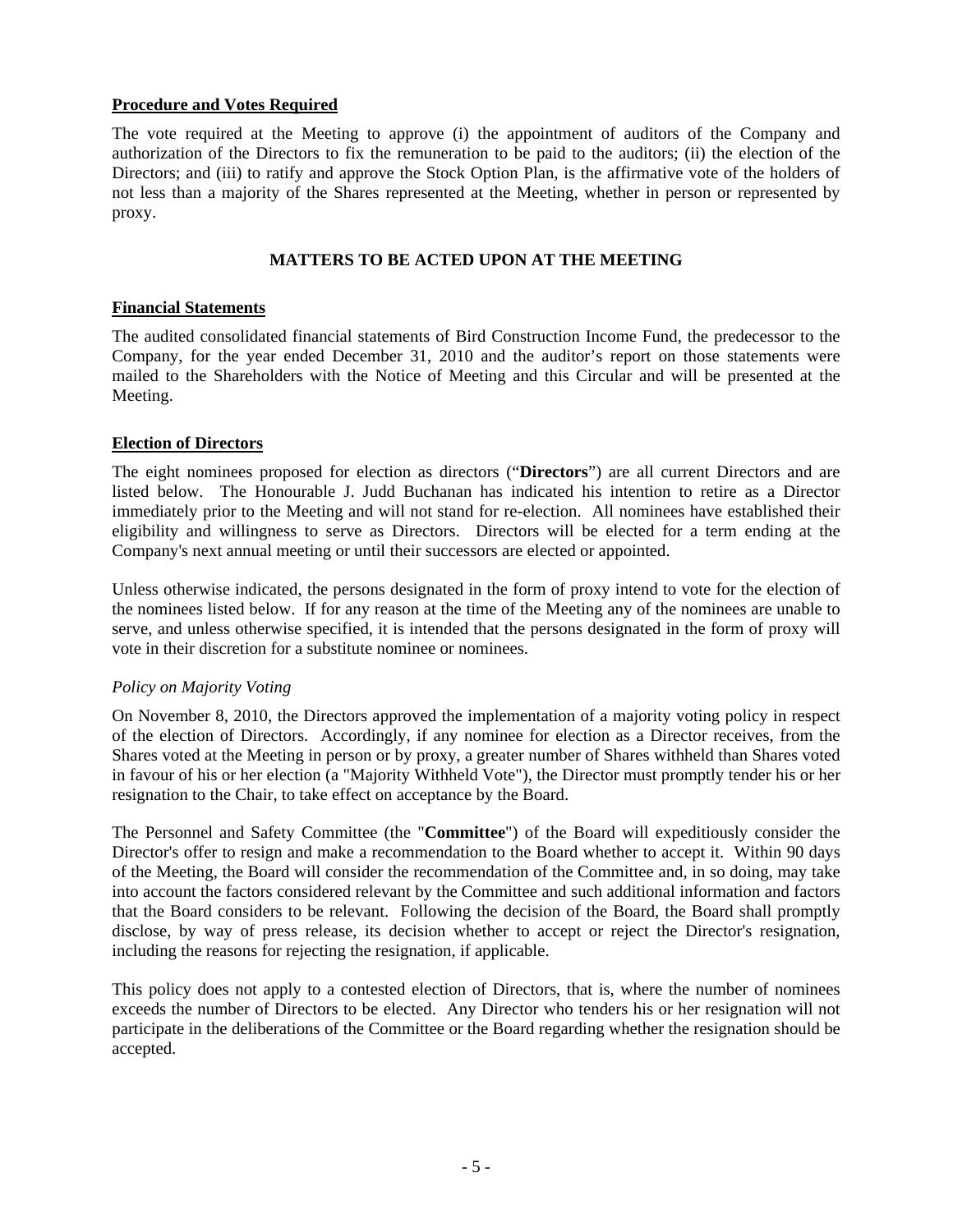**Procedure and Votes Required**

The vote required at the Meeting to approve (i) the appointment of auditors of the Company and authorization of the Directors to fix the remuneration to be paid to the auditors; (ii) the election of the Directors; and (iii) to ratify and approve the Stock Option Plan, is the affirmative vote of the holders of not less than a majority of the Shares represented at the Meeting, whether in person or represented by proxy.

## MATTERS TO BE ACTED UPON AT THE MEETING

**Financial Statements**

The audited consolidated financial statements of Bird Construction Income Fund, the predecessor to the Company, for the year ended December 31, 2010 and the auditor's report on those statements were mailed to the Shareholders with the Notice of Meeting and this Circular and will be presented at the Meeting.

**Election of Directors**

The eight nominees proposed for election as directors ("**Directors**") are all current Directors and are listed below. The Honourable J. Judd Buchanan has indicated his intention to retire as a Director immediately prior to the Meeting and will not stand for re-election. All nominees have established their eligibility and willingness to serve as Directors. Directors will be elected for a term ending at the Company's next annual meeting or until their successors are elected or appointed.

Unless otherwise indicated, the persons designated in the form of proxy intend to vote for the election of the nominees listed below. If for any reason at the time of the Meeting any of the nominees are unable to serve, and unless otherwise specified, it is intended that the persons designated in the form of proxy will vote in their discretion for a substitute nominee or nominees.

*Policy on Majority Voting*

On November 8, 2010, the Directors approved the implementation of a majority voting policy in respect of the election of Directors. Accordingly, if any nominee for election as a Director receives, from the Shares voted at the Meeting in person or by proxy, a greater number of Shares withheld than Shares voted in favour of his or her election (a "Majority Withheld Vote"), the Director must promptly tender his or her resignation to the Chair, to take effect on acceptance by the Board.

The Personnel and Safety Committee (the "**Committee**") of the Board will expeditiously consider the Director's offer to resign and make a recommendation to the Board whether to accept it. Within 90 days of the Meeting, the Board will consider the recommendation of the Committee and, in so doing, may take into account the factors considered relevant by the Committee and such additional information and factors that the Board considers to be relevant. Following the decision of the Board, the Board shall promptly disclose, by way of press release, its decision whether to accept or reject the Director's resignation, including the reasons for rejecting the resignation, if applicable.

This policy does not apply to a contested election of Directors, that is, where the number of nominees exceeds the number of Directors to be elected. Any Director who tenders his or her resignation will not participate in the deliberations of the Committee or the Board regarding whether the resignation should be accepted.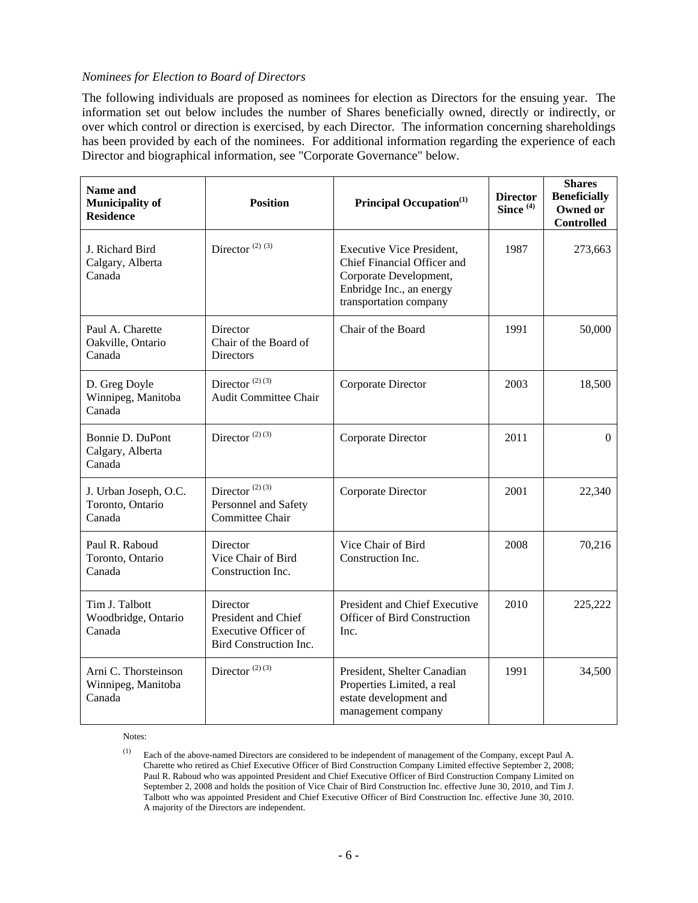*Nominees for Election to Board of Directors*

The following individuals are proposed as nominees for election as Directors for the ensuing year. The information set out below includes the number of Shares beneficially owned, directly or indirectly, or over which control or direction is exercised, by each Director. The information concerning shareholdings has been provided by each of the nominees. For additional information regarding the experience of each Director and biographical information, see "Corporate Governance" below.

| Name and Municipality of Residence | Position | Principal Occupation[(1)] | Director Since [(4)] | Shares Beneficially Owned or Controlled |
|---|---|---|---|---|
| J. Richard Bird<br>Calgary, Alberta<br>Canada | Director [(2) (3)] | Executive Vice President, Chief Financial Officer and Corporate Development, Enbridge Inc., an energy transportation company | 1987 | 273,663 |
| Paul A. Charette<br>Oakville, Ontario<br>Canada | Director<br>Chair of the Board of Directors | Chair of the Board | 1991 | 50,000 |
| D. Greg Doyle<br>Winnipeg, Manitoba<br>Canada | Director [(2) (3)]<br>Audit Committee Chair | Corporate Director | 2003 | 18,500 |
| Bonnie D. DuPont<br>Calgary, Alberta<br>Canada | Director [(2) (3)] | Corporate Director | 2011 | 0 |
| J. Urban Joseph, O.C.<br>Toronto, Ontario<br>Canada | Director [(2) (3)]<br>Personnel and Safety Committee Chair | Corporate Director | 2001 | 22,340 |
| Paul R. Raboud<br>Toronto, Ontario<br>Canada | Director<br>Vice Chair of Bird Construction Inc. | Vice Chair of Bird Construction Inc. | 2008 | 70,216 |
| Tim J. Talbott<br>Woodbridge, Ontario<br>Canada | Director<br>President and Chief Executive Officer of Bird Construction Inc. | President and Chief Executive Officer of Bird Construction Inc. | 2010 | 225,222 |
| Arni C. Thorsteinson<br>Winnipeg, Manitoba<br>Canada | Director [(2) (3)] | President, Shelter Canadian Properties Limited, a real estate development and management company | 1991 | 34,500 |

Notes:

(1) Each of the above-named Directors are considered to be independent of management of the Company, except Paul A. Charette who retired as Chief Executive Officer of Bird Construction Company Limited effective September 2, 2008; Paul R. Raboud who was appointed President and Chief Executive Officer of Bird Construction Company Limited on September 2, 2008 and holds the position of Vice Chair of Bird Construction Inc. effective June 30, 2010, and Tim J. Talbott who was appointed President and Chief Executive Officer of Bird Construction Inc. effective June 30, 2010. A majority of the Directors are independent.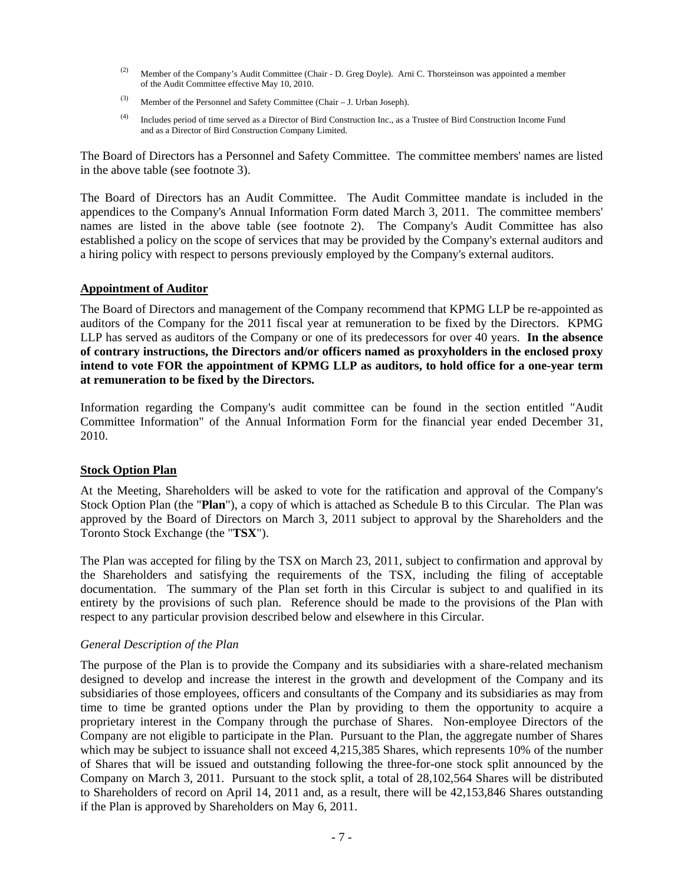[2] Member of the Company's Audit Committee (Chair - D. Greg Doyle). Arni C. Thorsteinson was appointed a member of the Audit Committee effective May 10, 2010.

[3] Member of the Personnel and Safety Committee (Chair – J. Urban Joseph).

[4] Includes period of time served as a Director of Bird Construction Inc., as a Trustee of Bird Construction Income Fund and as a Director of Bird Construction Company Limited.

The Board of Directors has a Personnel and Safety Committee. The committee members' names are listed in the above table (see footnote 3).

The Board of Directors has an Audit Committee. The Audit Committee mandate is included in the appendices to the Company's Annual Information Form dated March 3, 2011. The committee members' names are listed in the above table (see footnote 2). The Company's Audit Committee has also established a policy on the scope of services that may be provided by the Company's external auditors and a hiring policy with respect to persons previously employed by the Company's external auditors.

## Appointment of Auditor

The Board of Directors and management of the Company recommend that KPMG LLP be re-appointed as auditors of the Company for the 2011 fiscal year at remuneration to be fixed by the Directors. KPMG LLP has served as auditors of the Company or one of its predecessors for over 40 years. **In the absence of contrary instructions, the Directors and/or officers named as proxyholders in the enclosed proxy intend to vote FOR the appointment of KPMG LLP as auditors, to hold office for a one-year term at remuneration to be fixed by the Directors.**

Information regarding the Company's audit committee can be found in the section entitled "Audit Committee Information" of the Annual Information Form for the financial year ended December 31, 2010.

## Stock Option Plan

At the Meeting, Shareholders will be asked to vote for the ratification and approval of the Company's Stock Option Plan (the "**Plan**"), a copy of which is attached as Schedule B to this Circular. The Plan was approved by the Board of Directors on March 3, 2011 subject to approval by the Shareholders and the Toronto Stock Exchange (the "**TSX**").

The Plan was accepted for filing by the TSX on March 23, 2011, subject to confirmation and approval by the Shareholders and satisfying the requirements of the TSX, including the filing of acceptable documentation. The summary of the Plan set forth in this Circular is subject to and qualified in its entirety by the provisions of such plan. Reference should be made to the provisions of the Plan with respect to any particular provision described below and elsewhere in this Circular.

*General Description of the Plan*

The purpose of the Plan is to provide the Company and its subsidiaries with a share-related mechanism designed to develop and increase the interest in the growth and development of the Company and its subsidiaries of those employees, officers and consultants of the Company and its subsidiaries as may from time to time be granted options under the Plan by providing to them the opportunity to acquire a proprietary interest in the Company through the purchase of Shares. Non-employee Directors of the Company are not eligible to participate in the Plan. Pursuant to the Plan, the aggregate number of Shares which may be subject to issuance shall not exceed 4,215,385 Shares, which represents 10% of the number of Shares that will be issued and outstanding following the three-for-one stock split announced by the Company on March 3, 2011. Pursuant to the stock split, a total of 28,102,564 Shares will be distributed to Shareholders of record on April 14, 2011 and, as a result, there will be 42,153,846 Shares outstanding if the Plan is approved by Shareholders on May 6, 2011.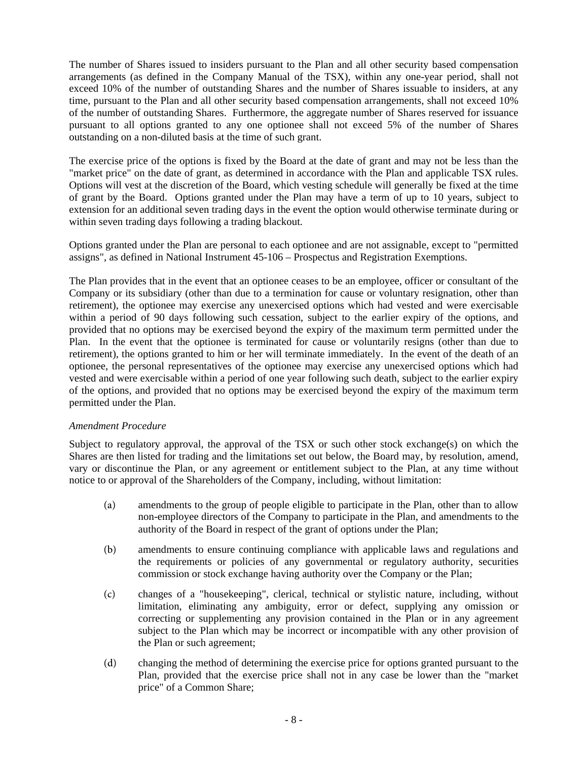The number of Shares issued to insiders pursuant to the Plan and all other security based compensation arrangements (as defined in the Company Manual of the TSX), within any one-year period, shall not exceed 10% of the number of outstanding Shares and the number of Shares issuable to insiders, at any time, pursuant to the Plan and all other security based compensation arrangements, shall not exceed 10% of the number of outstanding Shares. Furthermore, the aggregate number of Shares reserved for issuance pursuant to all options granted to any one optionee shall not exceed 5% of the number of Shares outstanding on a non-diluted basis at the time of such grant.

The exercise price of the options is fixed by the Board at the date of grant and may not be less than the "market price" on the date of grant, as determined in accordance with the Plan and applicable TSX rules. Options will vest at the discretion of the Board, which vesting schedule will generally be fixed at the time of grant by the Board. Options granted under the Plan may have a term of up to 10 years, subject to extension for an additional seven trading days in the event the option would otherwise terminate during or within seven trading days following a trading blackout.

Options granted under the Plan are personal to each optionee and are not assignable, except to "permitted assigns", as defined in National Instrument 45-106 – Prospectus and Registration Exemptions.

The Plan provides that in the event that an optionee ceases to be an employee, officer or consultant of the Company or its subsidiary (other than due to a termination for cause or voluntary resignation, other than retirement), the optionee may exercise any unexercised options which had vested and were exercisable within a period of 90 days following such cessation, subject to the earlier expiry of the options, and provided that no options may be exercised beyond the expiry of the maximum term permitted under the Plan. In the event that the optionee is terminated for cause or voluntarily resigns (other than due to retirement), the options granted to him or her will terminate immediately. In the event of the death of an optionee, the personal representatives of the optionee may exercise any unexercised options which had vested and were exercisable within a period of one year following such death, subject to the earlier expiry of the options, and provided that no options may be exercised beyond the expiry of the maximum term permitted under the Plan.

*Amendment Procedure*

Subject to regulatory approval, the approval of the TSX or such other stock exchange(s) on which the Shares are then listed for trading and the limitations set out below, the Board may, by resolution, amend, vary or discontinue the Plan, or any agreement or entitlement subject to the Plan, at any time without notice to or approval of the Shareholders of the Company, including, without limitation:

(a) amendments to the group of people eligible to participate in the Plan, other than to allow non-employee directors of the Company to participate in the Plan, and amendments to the authority of the Board in respect of the grant of options under the Plan;

(b) amendments to ensure continuing compliance with applicable laws and regulations and the requirements or policies of any governmental or regulatory authority, securities commission or stock exchange having authority over the Company or the Plan;

(c) changes of a "housekeeping", clerical, technical or stylistic nature, including, without limitation, eliminating any ambiguity, error or defect, supplying any omission or correcting or supplementing any provision contained in the Plan or in any agreement subject to the Plan which may be incorrect or incompatible with any other provision of the Plan or such agreement;

(d) changing the method of determining the exercise price for options granted pursuant to the Plan, provided that the exercise price shall not in any case be lower than the "market price" of a Common Share;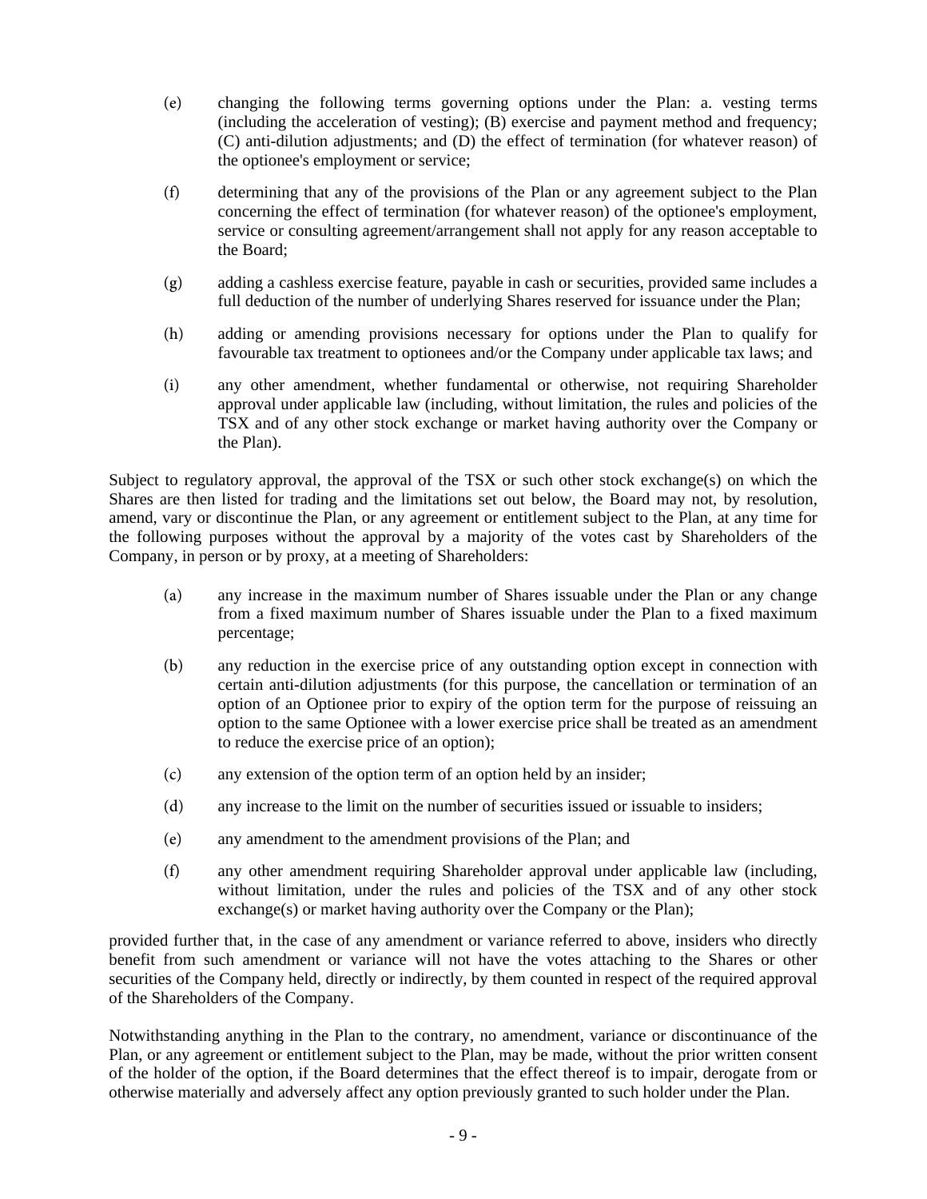(e) changing the following terms governing options under the Plan: a. vesting terms (including the acceleration of vesting); (B) exercise and payment method and frequency; (C) anti-dilution adjustments; and (D) the effect of termination (for whatever reason) of the optionee's employment or service;

(f) determining that any of the provisions of the Plan or any agreement subject to the Plan concerning the effect of termination (for whatever reason) of the optionee's employment, service or consulting agreement/arrangement shall not apply for any reason acceptable to the Board;

(g) adding a cashless exercise feature, payable in cash or securities, provided same includes a full deduction of the number of underlying Shares reserved for issuance under the Plan;

(h) adding or amending provisions necessary for options under the Plan to qualify for favourable tax treatment to optionees and/or the Company under applicable tax laws; and

(i) any other amendment, whether fundamental or otherwise, not requiring Shareholder approval under applicable law (including, without limitation, the rules and policies of the TSX and of any other stock exchange or market having authority over the Company or the Plan).

Subject to regulatory approval, the approval of the TSX or such other stock exchange(s) on which the Shares are then listed for trading and the limitations set out below, the Board may not, by resolution, amend, vary or discontinue the Plan, or any agreement or entitlement subject to the Plan, at any time for the following purposes without the approval by a majority of the votes cast by Shareholders of the Company, in person or by proxy, at a meeting of Shareholders:

(a) any increase in the maximum number of Shares issuable under the Plan or any change from a fixed maximum number of Shares issuable under the Plan to a fixed maximum percentage;

(b) any reduction in the exercise price of any outstanding option except in connection with certain anti-dilution adjustments (for this purpose, the cancellation or termination of an option of an Optionee prior to expiry of the option term for the purpose of reissuing an option to the same Optionee with a lower exercise price shall be treated as an amendment to reduce the exercise price of an option);

(c) any extension of the option term of an option held by an insider;

(d) any increase to the limit on the number of securities issued or issuable to insiders;

(e) any amendment to the amendment provisions of the Plan; and

(f) any other amendment requiring Shareholder approval under applicable law (including, without limitation, under the rules and policies of the TSX and of any other stock exchange(s) or market having authority over the Company or the Plan);

provided further that, in the case of any amendment or variance referred to above, insiders who directly benefit from such amendment or variance will not have the votes attaching to the Shares or other securities of the Company held, directly or indirectly, by them counted in respect of the required approval of the Shareholders of the Company.

Notwithstanding anything in the Plan to the contrary, no amendment, variance or discontinuance of the Plan, or any agreement or entitlement subject to the Plan, may be made, without the prior written consent of the holder of the option, if the Board determines that the effect thereof is to impair, derogate from or otherwise materially and adversely affect any option previously granted to such holder under the Plan.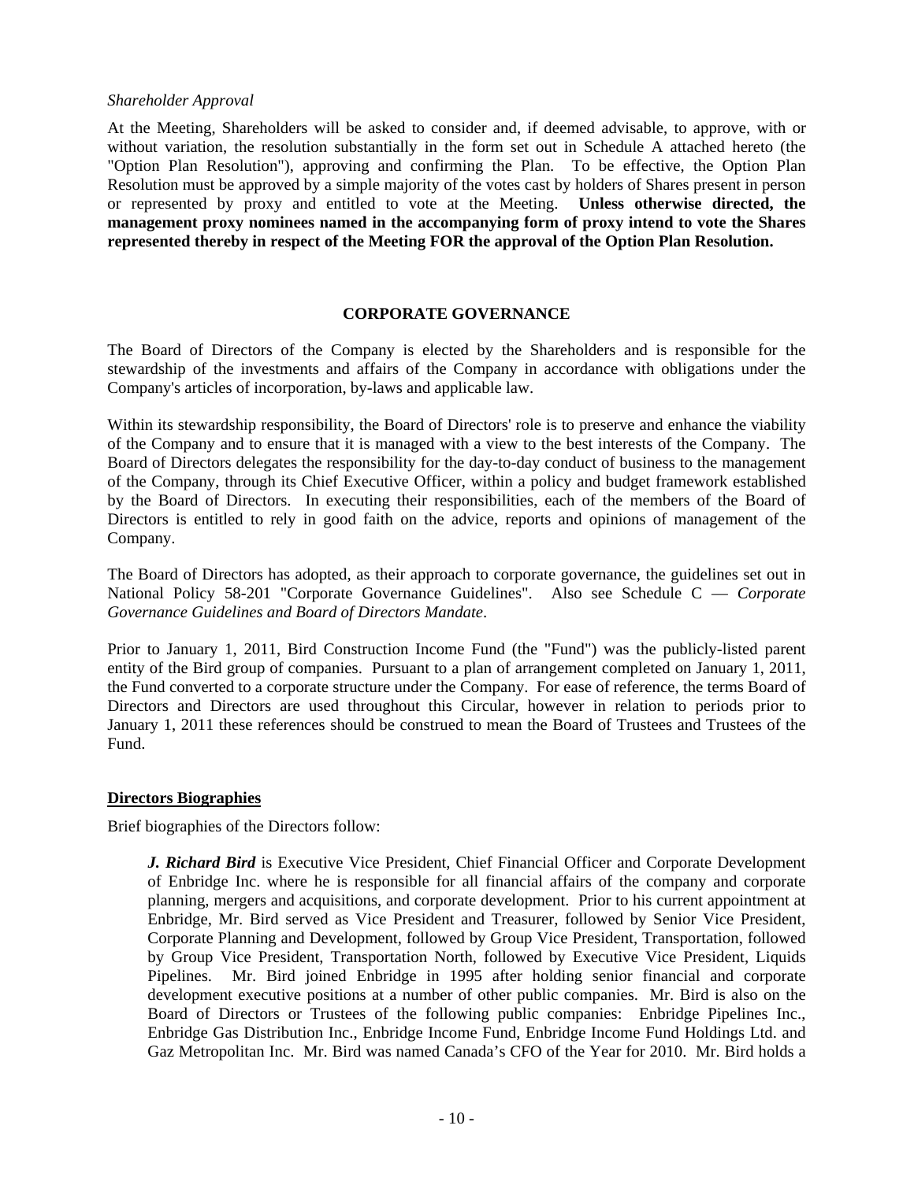*Shareholder Approval*

At the Meeting, Shareholders will be asked to consider and, if deemed advisable, to approve, with or without variation, the resolution substantially in the form set out in Schedule A attached hereto (the "Option Plan Resolution"), approving and confirming the Plan. To be effective, the Option Plan Resolution must be approved by a simple majority of the votes cast by holders of Shares present in person or represented by proxy and entitled to vote at the Meeting. **Unless otherwise directed, the management proxy nominees named in the accompanying form of proxy intend to vote the Shares represented thereby in respect of the Meeting FOR the approval of the Option Plan Resolution.**

## CORPORATE GOVERNANCE

The Board of Directors of the Company is elected by the Shareholders and is responsible for the stewardship of the investments and affairs of the Company in accordance with obligations under the Company's articles of incorporation, by-laws and applicable law.

Within its stewardship responsibility, the Board of Directors' role is to preserve and enhance the viability of the Company and to ensure that it is managed with a view to the best interests of the Company. The Board of Directors delegates the responsibility for the day-to-day conduct of business to the management of the Company, through its Chief Executive Officer, within a policy and budget framework established by the Board of Directors. In executing their responsibilities, each of the members of the Board of Directors is entitled to rely in good faith on the advice, reports and opinions of management of the Company.

The Board of Directors has adopted, as their approach to corporate governance, the guidelines set out in National Policy 58-201 "Corporate Governance Guidelines". Also see Schedule C — *Corporate Governance Guidelines and Board of Directors Mandate*.

Prior to January 1, 2011, Bird Construction Income Fund (the "Fund") was the publicly-listed parent entity of the Bird group of companies. Pursuant to a plan of arrangement completed on January 1, 2011, the Fund converted to a corporate structure under the Company. For ease of reference, the terms Board of Directors and Directors are used throughout this Circular, however in relation to periods prior to January 1, 2011 these references should be construed to mean the Board of Trustees and Trustees of the Fund.

### Directors Biographies

Brief biographies of the Directors follow:

***J. Richard Bird*** is Executive Vice President, Chief Financial Officer and Corporate Development of Enbridge Inc. where he is responsible for all financial affairs of the company and corporate planning, mergers and acquisitions, and corporate development. Prior to his current appointment at Enbridge, Mr. Bird served as Vice President and Treasurer, followed by Senior Vice President, Corporate Planning and Development, followed by Group Vice President, Transportation, followed by Group Vice President, Transportation North, followed by Executive Vice President, Liquids Pipelines. Mr. Bird joined Enbridge in 1995 after holding senior financial and corporate development executive positions at a number of other public companies. Mr. Bird is also on the Board of Directors or Trustees of the following public companies: Enbridge Pipelines Inc., Enbridge Gas Distribution Inc., Enbridge Income Fund, Enbridge Income Fund Holdings Ltd. and Gaz Metropolitan Inc. Mr. Bird was named Canada's CFO of the Year for 2010. Mr. Bird holds a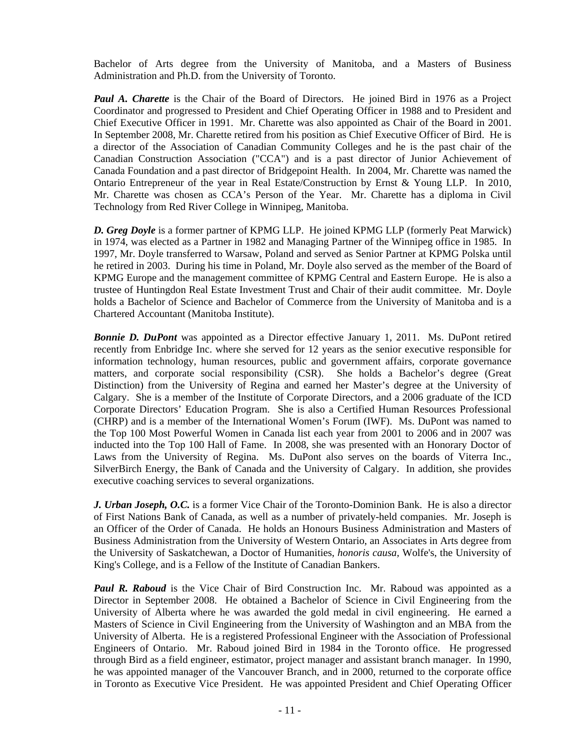Bachelor of Arts degree from the University of Manitoba, and a Masters of Business Administration and Ph.D. from the University of Toronto.

***Paul A. Charette*** is the Chair of the Board of Directors. He joined Bird in 1976 as a Project Coordinator and progressed to President and Chief Operating Officer in 1988 and to President and Chief Executive Officer in 1991. Mr. Charette was also appointed as Chair of the Board in 2001. In September 2008, Mr. Charette retired from his position as Chief Executive Officer of Bird. He is a director of the Association of Canadian Community Colleges and he is the past chair of the Canadian Construction Association ("CCA") and is a past director of Junior Achievement of Canada Foundation and a past director of Bridgepoint Health. In 2004, Mr. Charette was named the Ontario Entrepreneur of the year in Real Estate/Construction by Ernst & Young LLP. In 2010, Mr. Charette was chosen as CCA's Person of the Year. Mr. Charette has a diploma in Civil Technology from Red River College in Winnipeg, Manitoba.

***D. Greg Doyle*** is a former partner of KPMG LLP. He joined KPMG LLP (formerly Peat Marwick) in 1974, was elected as a Partner in 1982 and Managing Partner of the Winnipeg office in 1985. In 1997, Mr. Doyle transferred to Warsaw, Poland and served as Senior Partner at KPMG Polska until he retired in 2003. During his time in Poland, Mr. Doyle also served as the member of the Board of KPMG Europe and the management committee of KPMG Central and Eastern Europe. He is also a trustee of Huntingdon Real Estate Investment Trust and Chair of their audit committee. Mr. Doyle holds a Bachelor of Science and Bachelor of Commerce from the University of Manitoba and is a Chartered Accountant (Manitoba Institute).

***Bonnie D. DuPont*** was appointed as a Director effective January 1, 2011. Ms. DuPont retired recently from Enbridge Inc. where she served for 12 years as the senior executive responsible for information technology, human resources, public and government affairs, corporate governance matters, and corporate social responsibility (CSR). She holds a Bachelor's degree (Great Distinction) from the University of Regina and earned her Master's degree at the University of Calgary. She is a member of the Institute of Corporate Directors, and a 2006 graduate of the ICD Corporate Directors' Education Program. She is also a Certified Human Resources Professional (CHRP) and is a member of the International Women's Forum (IWF). Ms. DuPont was named to the Top 100 Most Powerful Women in Canada list each year from 2001 to 2006 and in 2007 was inducted into the Top 100 Hall of Fame. In 2008, she was presented with an Honorary Doctor of Laws from the University of Regina. Ms. DuPont also serves on the boards of Viterra Inc., SilverBirch Energy, the Bank of Canada and the University of Calgary. In addition, she provides executive coaching services to several organizations.

***J. Urban Joseph, O.C.*** is a former Vice Chair of the Toronto-Dominion Bank. He is also a director of First Nations Bank of Canada, as well as a number of privately-held companies. Mr. Joseph is an Officer of the Order of Canada. He holds an Honours Business Administration and Masters of Business Administration from the University of Western Ontario, an Associates in Arts degree from the University of Saskatchewan, a Doctor of Humanities, *honoris causa,* Wolfe's, the University of King's College, and is a Fellow of the Institute of Canadian Bankers.

***Paul R. Raboud*** is the Vice Chair of Bird Construction Inc. Mr. Raboud was appointed as a Director in September 2008. He obtained a Bachelor of Science in Civil Engineering from the University of Alberta where he was awarded the gold medal in civil engineering. He earned a Masters of Science in Civil Engineering from the University of Washington and an MBA from the University of Alberta. He is a registered Professional Engineer with the Association of Professional Engineers of Ontario. Mr. Raboud joined Bird in 1984 in the Toronto office. He progressed through Bird as a field engineer, estimator, project manager and assistant branch manager. In 1990, he was appointed manager of the Vancouver Branch, and in 2000, returned to the corporate office in Toronto as Executive Vice President. He was appointed President and Chief Operating Officer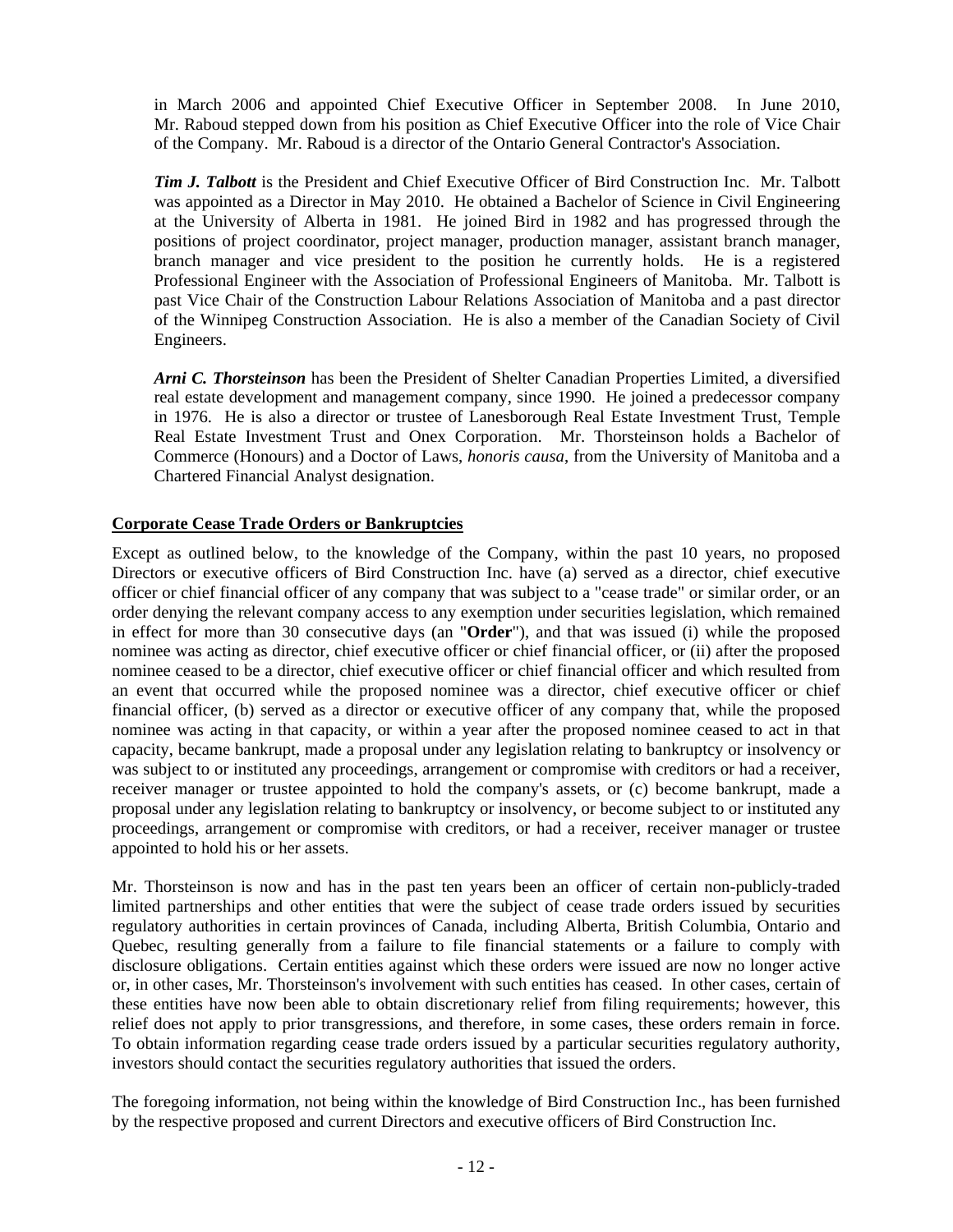in March 2006 and appointed Chief Executive Officer in September 2008. In June 2010, Mr. Raboud stepped down from his position as Chief Executive Officer into the role of Vice Chair of the Company. Mr. Raboud is a director of the Ontario General Contractor's Association.

***Tim J. Talbott*** is the President and Chief Executive Officer of Bird Construction Inc. Mr. Talbott was appointed as a Director in May 2010. He obtained a Bachelor of Science in Civil Engineering at the University of Alberta in 1981. He joined Bird in 1982 and has progressed through the positions of project coordinator, project manager, production manager, assistant branch manager, branch manager and vice president to the position he currently holds. He is a registered Professional Engineer with the Association of Professional Engineers of Manitoba. Mr. Talbott is past Vice Chair of the Construction Labour Relations Association of Manitoba and a past director of the Winnipeg Construction Association. He is also a member of the Canadian Society of Civil Engineers.

***Arni C. Thorsteinson*** has been the President of Shelter Canadian Properties Limited, a diversified real estate development and management company, since 1990. He joined a predecessor company in 1976. He is also a director or trustee of Lanesborough Real Estate Investment Trust, Temple Real Estate Investment Trust and Onex Corporation. Mr. Thorsteinson holds a Bachelor of Commerce (Honours) and a Doctor of Laws, *honoris causa*, from the University of Manitoba and a Chartered Financial Analyst designation.

**Corporate Cease Trade Orders or Bankruptcies**

Except as outlined below, to the knowledge of the Company, within the past 10 years, no proposed Directors or executive officers of Bird Construction Inc. have (a) served as a director, chief executive officer or chief financial officer of any company that was subject to a "cease trade" or similar order, or an order denying the relevant company access to any exemption under securities legislation, which remained in effect for more than 30 consecutive days (an "**Order**"), and that was issued (i) while the proposed nominee was acting as director, chief executive officer or chief financial officer, or (ii) after the proposed nominee ceased to be a director, chief executive officer or chief financial officer and which resulted from an event that occurred while the proposed nominee was a director, chief executive officer or chief financial officer, (b) served as a director or executive officer of any company that, while the proposed nominee was acting in that capacity, or within a year after the proposed nominee ceased to act in that capacity, became bankrupt, made a proposal under any legislation relating to bankruptcy or insolvency or was subject to or instituted any proceedings, arrangement or compromise with creditors or had a receiver, receiver manager or trustee appointed to hold the company's assets, or (c) become bankrupt, made a proposal under any legislation relating to bankruptcy or insolvency, or become subject to or instituted any proceedings, arrangement or compromise with creditors, or had a receiver, receiver manager or trustee appointed to hold his or her assets.

Mr. Thorsteinson is now and has in the past ten years been an officer of certain non-publicly-traded limited partnerships and other entities that were the subject of cease trade orders issued by securities regulatory authorities in certain provinces of Canada, including Alberta, British Columbia, Ontario and Quebec, resulting generally from a failure to file financial statements or a failure to comply with disclosure obligations. Certain entities against which these orders were issued are now no longer active or, in other cases, Mr. Thorsteinson's involvement with such entities has ceased. In other cases, certain of these entities have now been able to obtain discretionary relief from filing requirements; however, this relief does not apply to prior transgressions, and therefore, in some cases, these orders remain in force. To obtain information regarding cease trade orders issued by a particular securities regulatory authority, investors should contact the securities regulatory authorities that issued the orders.

The foregoing information, not being within the knowledge of Bird Construction Inc., has been furnished by the respective proposed and current Directors and executive officers of Bird Construction Inc.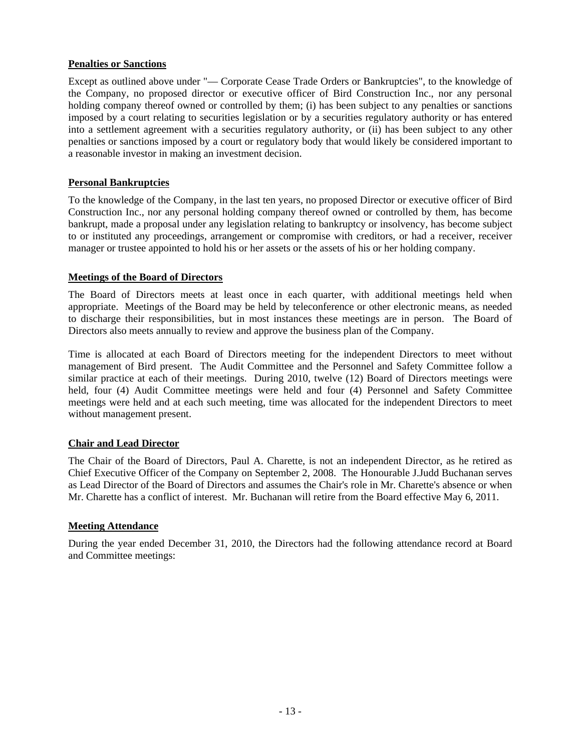**Penalties or Sanctions**

Except as outlined above under "— Corporate Cease Trade Orders or Bankruptcies", to the knowledge of the Company, no proposed director or executive officer of Bird Construction Inc., nor any personal holding company thereof owned or controlled by them; (i) has been subject to any penalties or sanctions imposed by a court relating to securities legislation or by a securities regulatory authority or has entered into a settlement agreement with a securities regulatory authority, or (ii) has been subject to any other penalties or sanctions imposed by a court or regulatory body that would likely be considered important to a reasonable investor in making an investment decision.

**Personal Bankruptcies**

To the knowledge of the Company, in the last ten years, no proposed Director or executive officer of Bird Construction Inc., nor any personal holding company thereof owned or controlled by them, has become bankrupt, made a proposal under any legislation relating to bankruptcy or insolvency, has become subject to or instituted any proceedings, arrangement or compromise with creditors, or had a receiver, receiver manager or trustee appointed to hold his or her assets or the assets of his or her holding company.

**Meetings of the Board of Directors**

The Board of Directors meets at least once in each quarter, with additional meetings held when appropriate. Meetings of the Board may be held by teleconference or other electronic means, as needed to discharge their responsibilities, but in most instances these meetings are in person. The Board of Directors also meets annually to review and approve the business plan of the Company.

Time is allocated at each Board of Directors meeting for the independent Directors to meet without management of Bird present. The Audit Committee and the Personnel and Safety Committee follow a similar practice at each of their meetings. During 2010, twelve (12) Board of Directors meetings were held, four (4) Audit Committee meetings were held and four (4) Personnel and Safety Committee meetings were held and at each such meeting, time was allocated for the independent Directors to meet without management present.

**Chair and Lead Director**

The Chair of the Board of Directors, Paul A. Charette, is not an independent Director, as he retired as Chief Executive Officer of the Company on September 2, 2008. The Honourable J.Judd Buchanan serves as Lead Director of the Board of Directors and assumes the Chair's role in Mr. Charette's absence or when Mr. Charette has a conflict of interest. Mr. Buchanan will retire from the Board effective May 6, 2011.

**Meeting Attendance**

During the year ended December 31, 2010, the Directors had the following attendance record at Board and Committee meetings: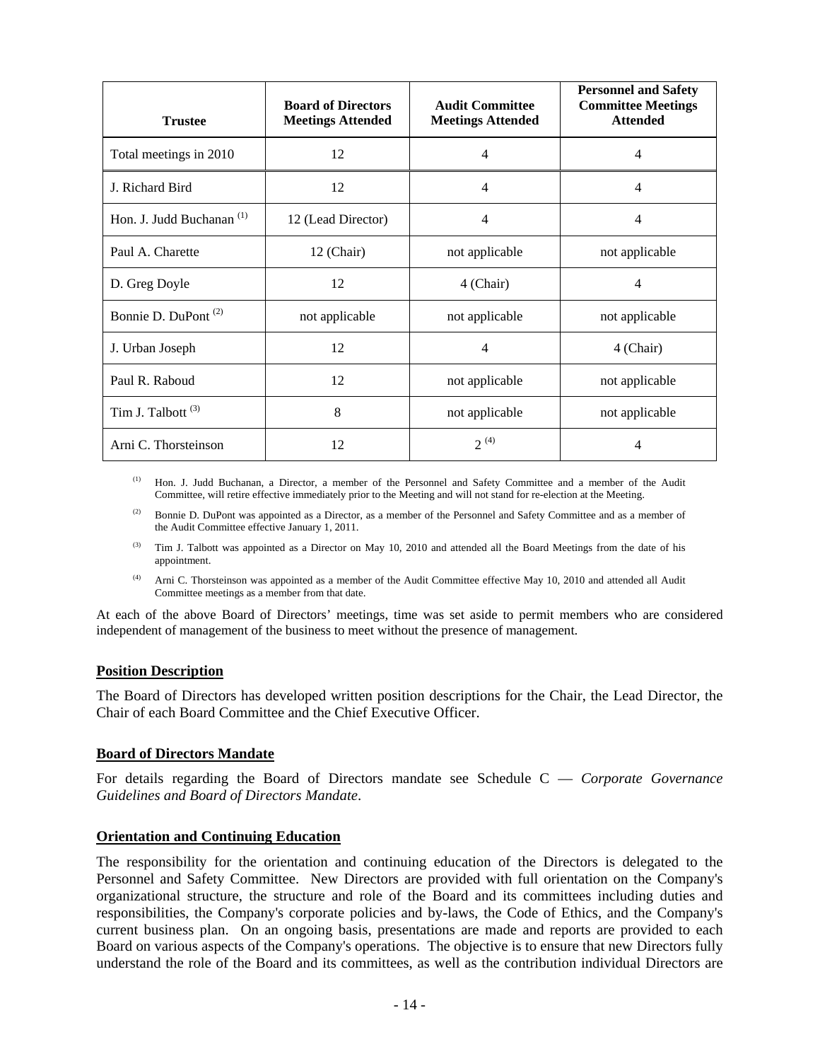| Trustee | Board of Directors Meetings Attended | Audit Committee Meetings Attended | Personnel and Safety Committee Meetings Attended |
|---|---|---|---|
| Total meetings in 2010 | 12 | 4 | 4 |
| J. Richard Bird | 12 | 4 | 4 |
| Hon. J. Judd Buchanan [(1)] | 12 (Lead Director) | 4 | 4 |
| Paul A. Charette | 12 (Chair) | not applicable | not applicable |
| D. Greg Doyle | 12 | 4 (Chair) | 4 |
| Bonnie D. DuPont [(2)] | not applicable | not applicable | not applicable |
| J. Urban Joseph | 12 | 4 | 4 (Chair) |
| Paul R. Raboud | 12 | not applicable | not applicable |
| Tim J. Talbott [(3)] | 8 | not applicable | not applicable |
| Arni C. Thorsteinson | 12 | 2 [(4)] | 4 |

(1) Hon. J. Judd Buchanan, a Director, a member of the Personnel and Safety Committee and a member of the Audit Committee, will retire effective immediately prior to the Meeting and will not stand for re-election at the Meeting.

(2) Bonnie D. DuPont was appointed as a Director, as a member of the Personnel and Safety Committee and as a member of the Audit Committee effective January 1, 2011.

(3) Tim J. Talbott was appointed as a Director on May 10, 2010 and attended all the Board Meetings from the date of his appointment.

(4) Arni C. Thorsteinson was appointed as a member of the Audit Committee effective May 10, 2010 and attended all Audit Committee meetings as a member from that date.

At each of the above Board of Directors' meetings, time was set aside to permit members who are considered independent of management of the business to meet without the presence of management.

**Position Description**

The Board of Directors has developed written position descriptions for the Chair, the Lead Director, the Chair of each Board Committee and the Chief Executive Officer.

**Board of Directors Mandate**

For details regarding the Board of Directors mandate see Schedule C — *Corporate Governance Guidelines and Board of Directors Mandate*.

**Orientation and Continuing Education**

The responsibility for the orientation and continuing education of the Directors is delegated to the Personnel and Safety Committee. New Directors are provided with full orientation on the Company's organizational structure, the structure and role of the Board and its committees including duties and responsibilities, the Company's corporate policies and by-laws, the Code of Ethics, and the Company's current business plan. On an ongoing basis, presentations are made and reports are provided to each Board on various aspects of the Company's operations. The objective is to ensure that new Directors fully understand the role of the Board and its committees, as well as the contribution individual Directors are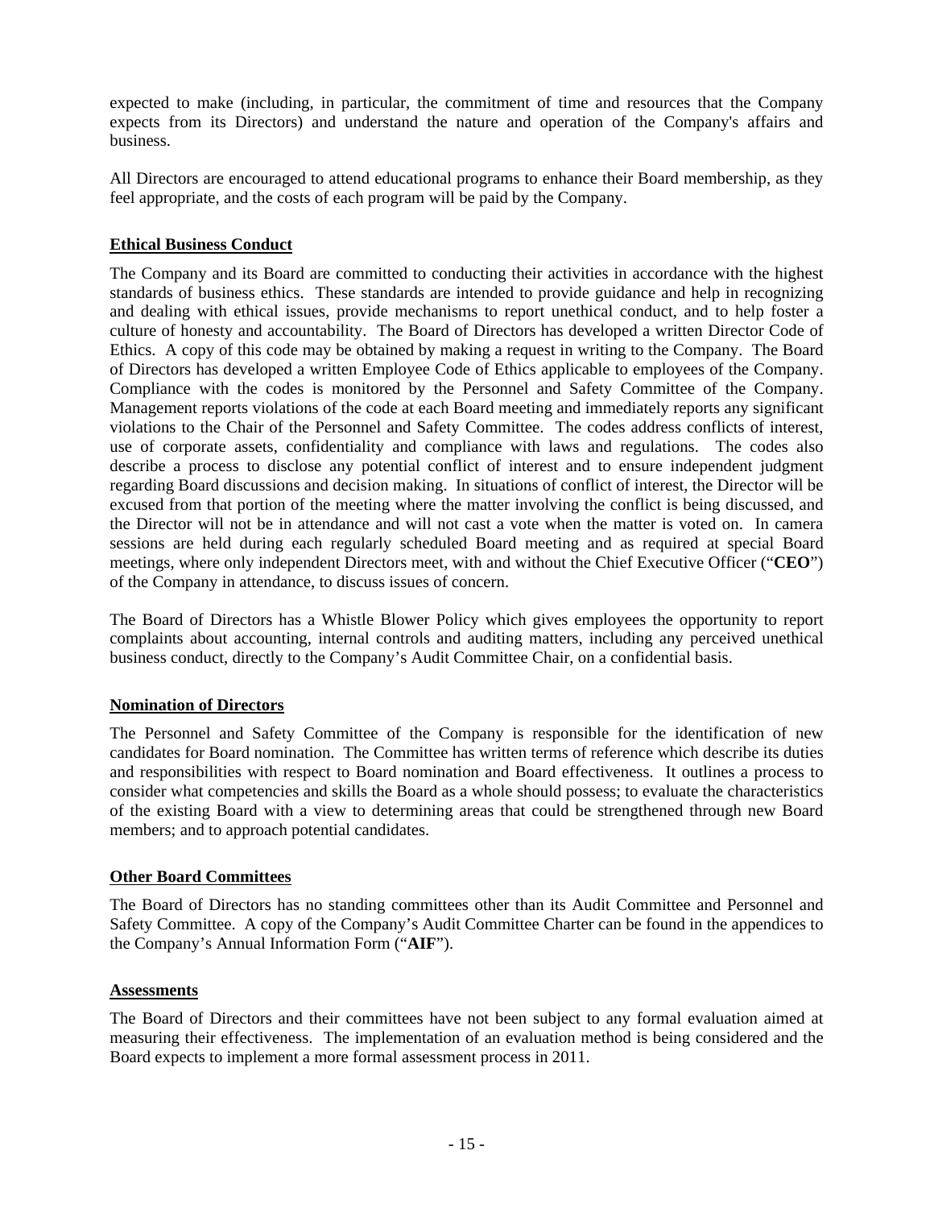expected to make (including, in particular, the commitment of time and resources that the Company expects from its Directors) and understand the nature and operation of the Company's affairs and business.

All Directors are encouraged to attend educational programs to enhance their Board membership, as they feel appropriate, and the costs of each program will be paid by the Company.

## Ethical Business Conduct

The Company and its Board are committed to conducting their activities in accordance with the highest standards of business ethics. These standards are intended to provide guidance and help in recognizing and dealing with ethical issues, provide mechanisms to report unethical conduct, and to help foster a culture of honesty and accountability. The Board of Directors has developed a written Director Code of Ethics. A copy of this code may be obtained by making a request in writing to the Company. The Board of Directors has developed a written Employee Code of Ethics applicable to employees of the Company. Compliance with the codes is monitored by the Personnel and Safety Committee of the Company. Management reports violations of the code at each Board meeting and immediately reports any significant violations to the Chair of the Personnel and Safety Committee. The codes address conflicts of interest, use of corporate assets, confidentiality and compliance with laws and regulations. The codes also describe a process to disclose any potential conflict of interest and to ensure independent judgment regarding Board discussions and decision making. In situations of conflict of interest, the Director will be excused from that portion of the meeting where the matter involving the conflict is being discussed, and the Director will not be in attendance and will not cast a vote when the matter is voted on. In camera sessions are held during each regularly scheduled Board meeting and as required at special Board meetings, where only independent Directors meet, with and without the Chief Executive Officer ("**CEO**") of the Company in attendance, to discuss issues of concern.

The Board of Directors has a Whistle Blower Policy which gives employees the opportunity to report complaints about accounting, internal controls and auditing matters, including any perceived unethical business conduct, directly to the Company's Audit Committee Chair, on a confidential basis.

## Nomination of Directors

The Personnel and Safety Committee of the Company is responsible for the identification of new candidates for Board nomination. The Committee has written terms of reference which describe its duties and responsibilities with respect to Board nomination and Board effectiveness. It outlines a process to consider what competencies and skills the Board as a whole should possess; to evaluate the characteristics of the existing Board with a view to determining areas that could be strengthened through new Board members; and to approach potential candidates.

## Other Board Committees

The Board of Directors has no standing committees other than its Audit Committee and Personnel and Safety Committee. A copy of the Company's Audit Committee Charter can be found in the appendices to the Company's Annual Information Form ("**AIF**").

## Assessments

The Board of Directors and their committees have not been subject to any formal evaluation aimed at measuring their effectiveness. The implementation of an evaluation method is being considered and the Board expects to implement a more formal assessment process in 2011.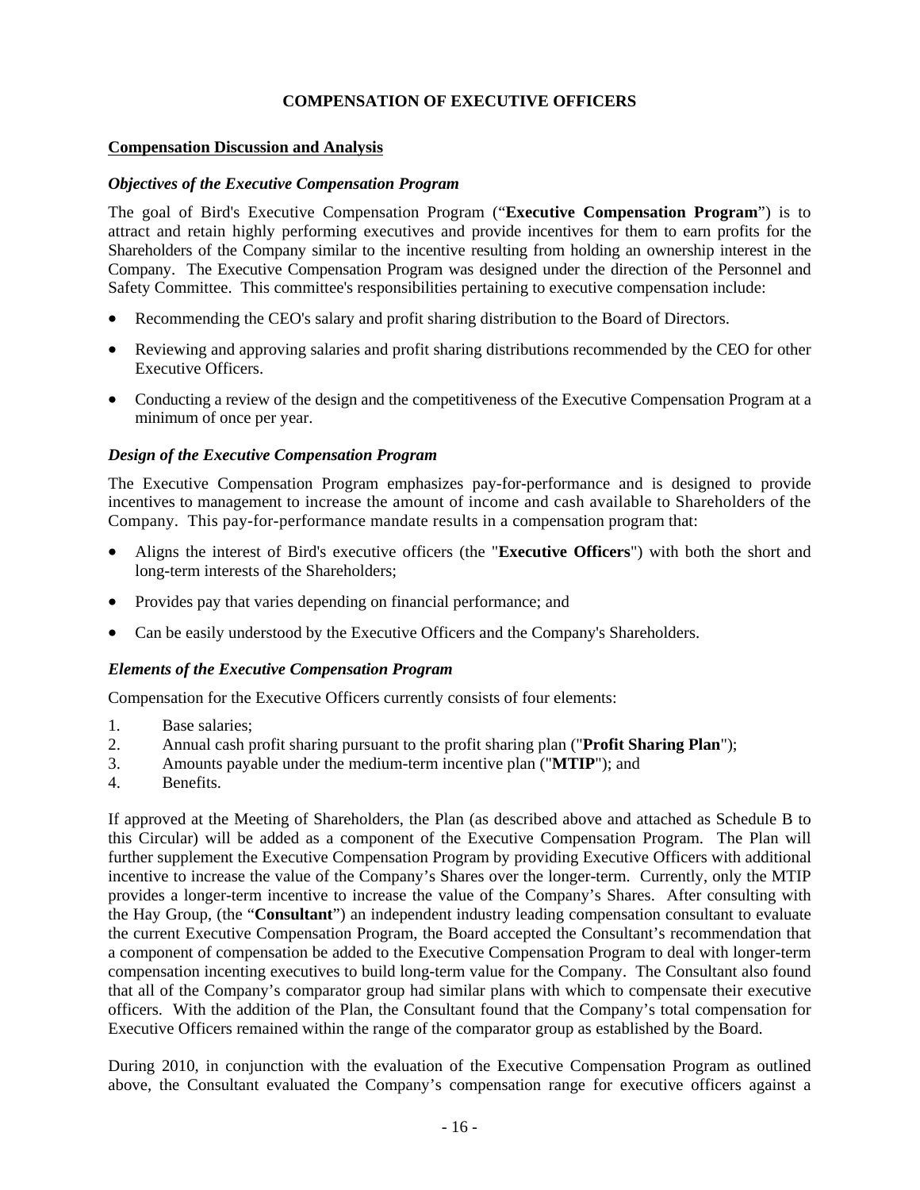## COMPENSATION OF EXECUTIVE OFFICERS

### Compensation Discussion and Analysis

#### *Objectives of the Executive Compensation Program*

The goal of Bird's Executive Compensation Program ("**Executive Compensation Program**") is to attract and retain highly performing executives and provide incentives for them to earn profits for the Shareholders of the Company similar to the incentive resulting from holding an ownership interest in the Company. The Executive Compensation Program was designed under the direction of the Personnel and Safety Committee. This committee's responsibilities pertaining to executive compensation include:

- Recommending the CEO's salary and profit sharing distribution to the Board of Directors.
- Reviewing and approving salaries and profit sharing distributions recommended by the CEO for other Executive Officers.
- Conducting a review of the design and the competitiveness of the Executive Compensation Program at a minimum of once per year.

#### *Design of the Executive Compensation Program*

The Executive Compensation Program emphasizes pay-for-performance and is designed to provide incentives to management to increase the amount of income and cash available to Shareholders of the Company. This pay-for-performance mandate results in a compensation program that:

- Aligns the interest of Bird's executive officers (the "**Executive Officers**") with both the short and long-term interests of the Shareholders;
- Provides pay that varies depending on financial performance; and
- Can be easily understood by the Executive Officers and the Company's Shareholders.

#### *Elements of the Executive Compensation Program*

Compensation for the Executive Officers currently consists of four elements:

1. Base salaries;
2. Annual cash profit sharing pursuant to the profit sharing plan ("**Profit Sharing Plan**");
3. Amounts payable under the medium-term incentive plan ("**MTIP**"); and
4. Benefits.

If approved at the Meeting of Shareholders, the Plan (as described above and attached as Schedule B to this Circular) will be added as a component of the Executive Compensation Program. The Plan will further supplement the Executive Compensation Program by providing Executive Officers with additional incentive to increase the value of the Company's Shares over the longer-term. Currently, only the MTIP provides a longer-term incentive to increase the value of the Company's Shares. After consulting with the Hay Group, (the "**Consultant**") an independent industry leading compensation consultant to evaluate the current Executive Compensation Program, the Board accepted the Consultant's recommendation that a component of compensation be added to the Executive Compensation Program to deal with longer-term compensation incenting executives to build long-term value for the Company. The Consultant also found that all of the Company's comparator group had similar plans with which to compensate their executive officers. With the addition of the Plan, the Consultant found that the Company's total compensation for Executive Officers remained within the range of the comparator group as established by the Board.

During 2010, in conjunction with the evaluation of the Executive Compensation Program as outlined above, the Consultant evaluated the Company's compensation range for executive officers against a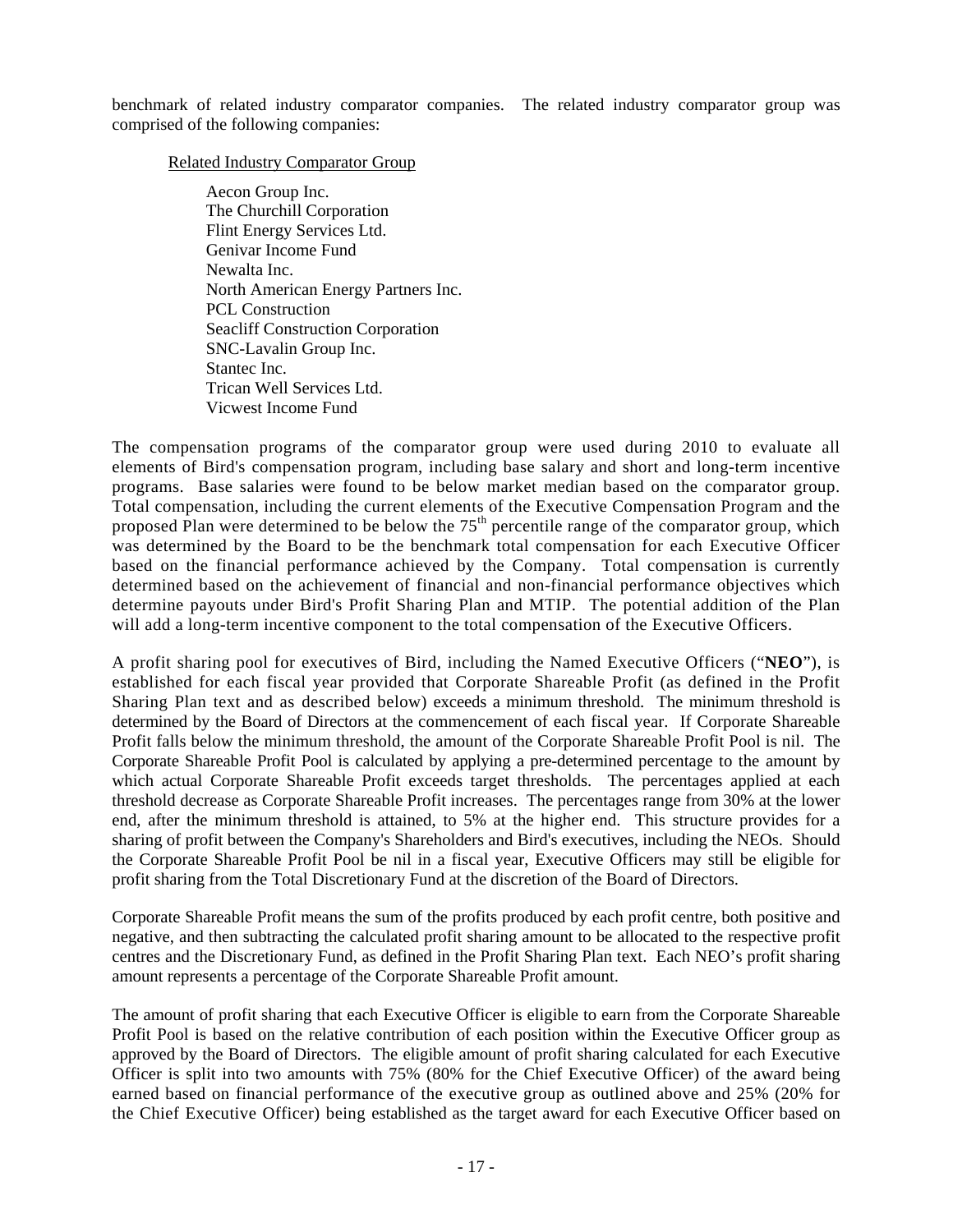benchmark of related industry comparator companies. The related industry comparator group was comprised of the following companies:

Related Industry Comparator Group

Aecon Group Inc.
The Churchill Corporation
Flint Energy Services Ltd.
Genivar Income Fund
Newalta Inc.
North American Energy Partners Inc.
PCL Construction
Seacliff Construction Corporation
SNC-Lavalin Group Inc.
Stantec Inc.
Trican Well Services Ltd.
Vicwest Income Fund

The compensation programs of the comparator group were used during 2010 to evaluate all elements of Bird's compensation program, including base salary and short and long-term incentive programs. Base salaries were found to be below market median based on the comparator group. Total compensation, including the current elements of the Executive Compensation Program and the proposed Plan were determined to be below the 75th percentile range of the comparator group, which was determined by the Board to be the benchmark total compensation for each Executive Officer based on the financial performance achieved by the Company. Total compensation is currently determined based on the achievement of financial and non-financial performance objectives which determine payouts under Bird's Profit Sharing Plan and MTIP. The potential addition of the Plan will add a long-term incentive component to the total compensation of the Executive Officers.

A profit sharing pool for executives of Bird, including the Named Executive Officers ("**NEO**"), is established for each fiscal year provided that Corporate Shareable Profit (as defined in the Profit Sharing Plan text and as described below) exceeds a minimum threshold. The minimum threshold is determined by the Board of Directors at the commencement of each fiscal year. If Corporate Shareable Profit falls below the minimum threshold, the amount of the Corporate Shareable Profit Pool is nil. The Corporate Shareable Profit Pool is calculated by applying a pre-determined percentage to the amount by which actual Corporate Shareable Profit exceeds target thresholds. The percentages applied at each threshold decrease as Corporate Shareable Profit increases. The percentages range from 30% at the lower end, after the minimum threshold is attained, to 5% at the higher end. This structure provides for a sharing of profit between the Company's Shareholders and Bird's executives, including the NEOs. Should the Corporate Shareable Profit Pool be nil in a fiscal year, Executive Officers may still be eligible for profit sharing from the Total Discretionary Fund at the discretion of the Board of Directors.

Corporate Shareable Profit means the sum of the profits produced by each profit centre, both positive and negative, and then subtracting the calculated profit sharing amount to be allocated to the respective profit centres and the Discretionary Fund, as defined in the Profit Sharing Plan text. Each NEO's profit sharing amount represents a percentage of the Corporate Shareable Profit amount.

The amount of profit sharing that each Executive Officer is eligible to earn from the Corporate Shareable Profit Pool is based on the relative contribution of each position within the Executive Officer group as approved by the Board of Directors. The eligible amount of profit sharing calculated for each Executive Officer is split into two amounts with 75% (80% for the Chief Executive Officer) of the award being earned based on financial performance of the executive group as outlined above and 25% (20% for the Chief Executive Officer) being established as the target award for each Executive Officer based on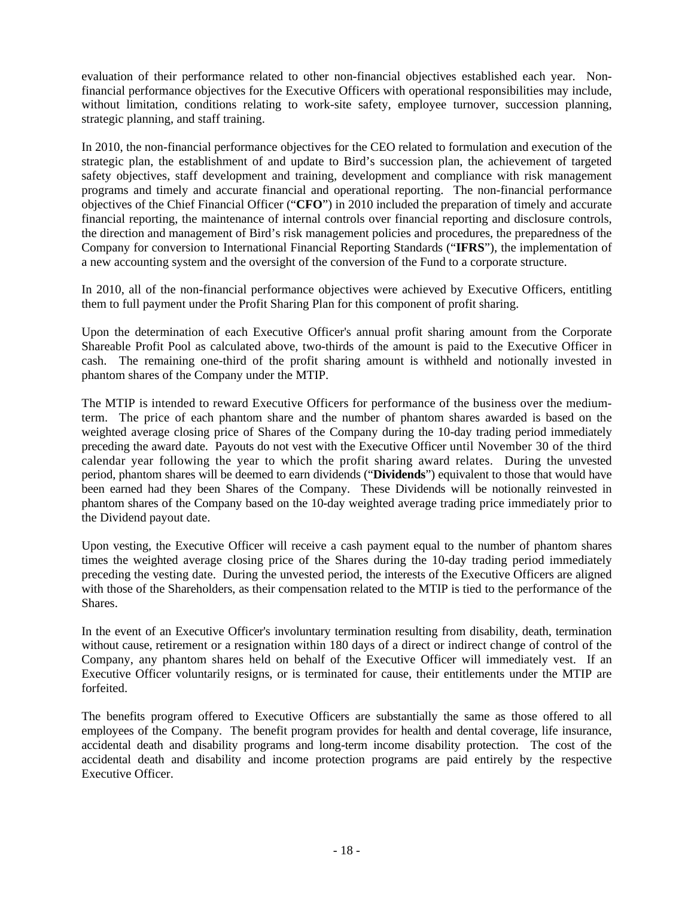evaluation of their performance related to other non-financial objectives established each year. Non-financial performance objectives for the Executive Officers with operational responsibilities may include, without limitation, conditions relating to work-site safety, employee turnover, succession planning, strategic planning, and staff training.

In 2010, the non-financial performance objectives for the CEO related to formulation and execution of the strategic plan, the establishment of and update to Bird's succession plan, the achievement of targeted safety objectives, staff development and training, development and compliance with risk management programs and timely and accurate financial and operational reporting. The non-financial performance objectives of the Chief Financial Officer ("**CFO**") in 2010 included the preparation of timely and accurate financial reporting, the maintenance of internal controls over financial reporting and disclosure controls, the direction and management of Bird's risk management policies and procedures, the preparedness of the Company for conversion to International Financial Reporting Standards ("**IFRS**"), the implementation of a new accounting system and the oversight of the conversion of the Fund to a corporate structure.

In 2010, all of the non-financial performance objectives were achieved by Executive Officers, entitling them to full payment under the Profit Sharing Plan for this component of profit sharing.

Upon the determination of each Executive Officer's annual profit sharing amount from the Corporate Shareable Profit Pool as calculated above, two-thirds of the amount is paid to the Executive Officer in cash. The remaining one-third of the profit sharing amount is withheld and notionally invested in phantom shares of the Company under the MTIP.

The MTIP is intended to reward Executive Officers for performance of the business over the medium-term. The price of each phantom share and the number of phantom shares awarded is based on the weighted average closing price of Shares of the Company during the 10-day trading period immediately preceding the award date. Payouts do not vest with the Executive Officer until November 30 of the third calendar year following the year to which the profit sharing award relates. During the unvested period, phantom shares will be deemed to earn dividends ("**Dividends**") equivalent to those that would have been earned had they been Shares of the Company. These Dividends will be notionally reinvested in phantom shares of the Company based on the 10-day weighted average trading price immediately prior to the Dividend payout date.

Upon vesting, the Executive Officer will receive a cash payment equal to the number of phantom shares times the weighted average closing price of the Shares during the 10-day trading period immediately preceding the vesting date. During the unvested period, the interests of the Executive Officers are aligned with those of the Shareholders, as their compensation related to the MTIP is tied to the performance of the Shares.

In the event of an Executive Officer's involuntary termination resulting from disability, death, termination without cause, retirement or a resignation within 180 days of a direct or indirect change of control of the Company, any phantom shares held on behalf of the Executive Officer will immediately vest. If an Executive Officer voluntarily resigns, or is terminated for cause, their entitlements under the MTIP are forfeited.

The benefits program offered to Executive Officers are substantially the same as those offered to all employees of the Company. The benefit program provides for health and dental coverage, life insurance, accidental death and disability programs and long-term income disability protection. The cost of the accidental death and disability and income protection programs are paid entirely by the respective Executive Officer.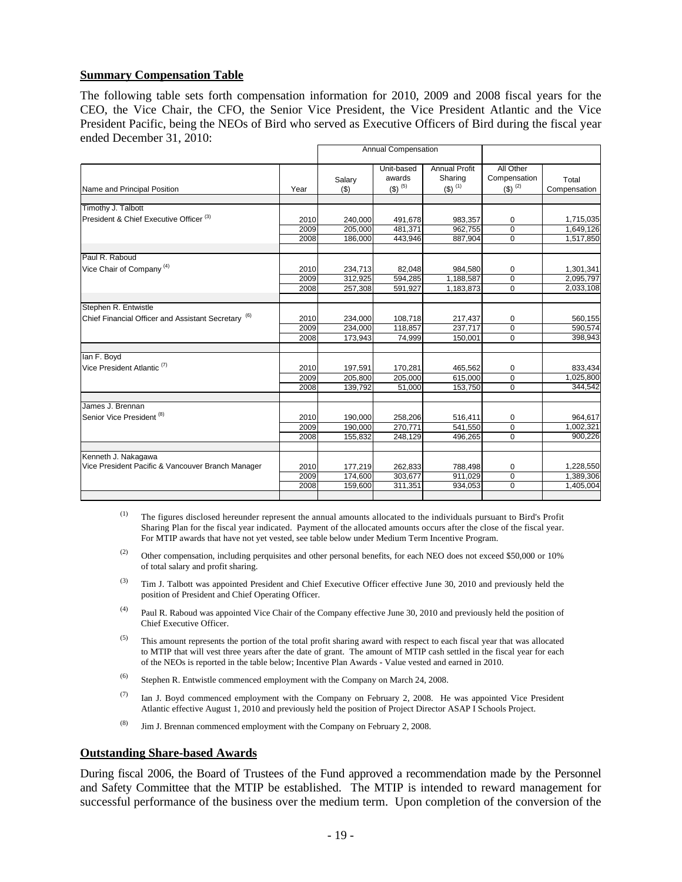**Summary Compensation Table**

The following table sets forth compensation information for 2010, 2009 and 2008 fiscal years for the CEO, the Vice Chair, the CFO, the Senior Vice President, the Vice President Atlantic and the Vice President Pacific, being the NEOs of Bird who served as Executive Officers of Bird during the fiscal year ended December 31, 2010:

| | | Annual Compensation | | | | |
|---|---|---|---|---|---|---|
| Name and Principal Position | Year | Salary ($) | Unit-based awards ($) [5] | Annual Profit Sharing ($) [1] | All Other Compensation ($) [2] | Total Compensation |
| Timothy J. Talbott | | | | | | |
| President & Chief Executive Officer [3] | 2010 | 240,000 | 491,678 | 983,357 | 0 | 1,715,035 |
| | 2009 | 205,000 | 481,371 | 962,755 | 0 | 1,649,126 |
| | 2008 | 186,000 | 443,946 | 887,904 | 0 | 1,517,850 |
| Paul R. Raboud | | | | | | |
| Vice Chair of Company [4] | 2010 | 234,713 | 82,048 | 984,580 | 0 | 1,301,341 |
| | 2009 | 312,925 | 594,285 | 1,188,587 | 0 | 2,095,797 |
| | 2008 | 257,308 | 591,927 | 1,183,873 | 0 | 2,033,108 |
| Stephen R. Entwistle | | | | | | |
| Chief Financial Officer and Assistant Secretary [6] | 2010 | 234,000 | 108,718 | 217,437 | 0 | 560,155 |
| | 2009 | 234,000 | 118,857 | 237,717 | 0 | 590,574 |
| | 2008 | 173,943 | 74,999 | 150,001 | 0 | 398,943 |
| Ian F. Boyd | | | | | | |
| Vice President Atlantic [7] | 2010 | 197,591 | 170,281 | 465,562 | 0 | 833,434 |
| | 2009 | 205,800 | 205,000 | 615,000 | 0 | 1,025,800 |
| | 2008 | 139,792 | 51,000 | 153,750 | 0 | 344,542 |
| James J. Brennan | | | | | | |
| Senior Vice President [8] | 2010 | 190,000 | 258,206 | 516,411 | 0 | 964,617 |
| | 2009 | 190,000 | 270,771 | 541,550 | 0 | 1,002,321 |
| | 2008 | 155,832 | 248,129 | 496,265 | 0 | 900,226 |
| Kenneth J. Nakagawa | | | | | | |
| Vice President Pacific & Vancouver Branch Manager | 2010 | 177,219 | 262,833 | 788,498 | 0 | 1,228,550 |
| | 2009 | 174,600 | 303,677 | 911,029 | 0 | 1,389,306 |
| | 2008 | 159,600 | 311,351 | 934,053 | 0 | 1,405,004 |

(1) The figures disclosed hereunder represent the annual amounts allocated to the individuals pursuant to Bird's Profit Sharing Plan for the fiscal year indicated. Payment of the allocated amounts occurs after the close of the fiscal year. For MTIP awards that have not yet vested, see table below under Medium Term Incentive Program.

(2) Other compensation, including perquisites and other personal benefits, for each NEO does not exceed $50,000 or 10% of total salary and profit sharing.

(3) Tim J. Talbott was appointed President and Chief Executive Officer effective June 30, 2010 and previously held the position of President and Chief Operating Officer.

(4) Paul R. Raboud was appointed Vice Chair of the Company effective June 30, 2010 and previously held the position of Chief Executive Officer.

(5) This amount represents the portion of the total profit sharing award with respect to each fiscal year that was allocated to MTIP that will vest three years after the date of grant. The amount of MTIP cash settled in the fiscal year for each of the NEOs is reported in the table below; Incentive Plan Awards - Value vested and earned in 2010.

(6) Stephen R. Entwistle commenced employment with the Company on March 24, 2008.

(7) Ian J. Boyd commenced employment with the Company on February 2, 2008. He was appointed Vice President Atlantic effective August 1, 2010 and previously held the position of Project Director ASAP I Schools Project.

(8) Jim J. Brennan commenced employment with the Company on February 2, 2008.

**Outstanding Share-based Awards**

During fiscal 2006, the Board of Trustees of the Fund approved a recommendation made by the Personnel and Safety Committee that the MTIP be established. The MTIP is intended to reward management for successful performance of the business over the medium term. Upon completion of the conversion of the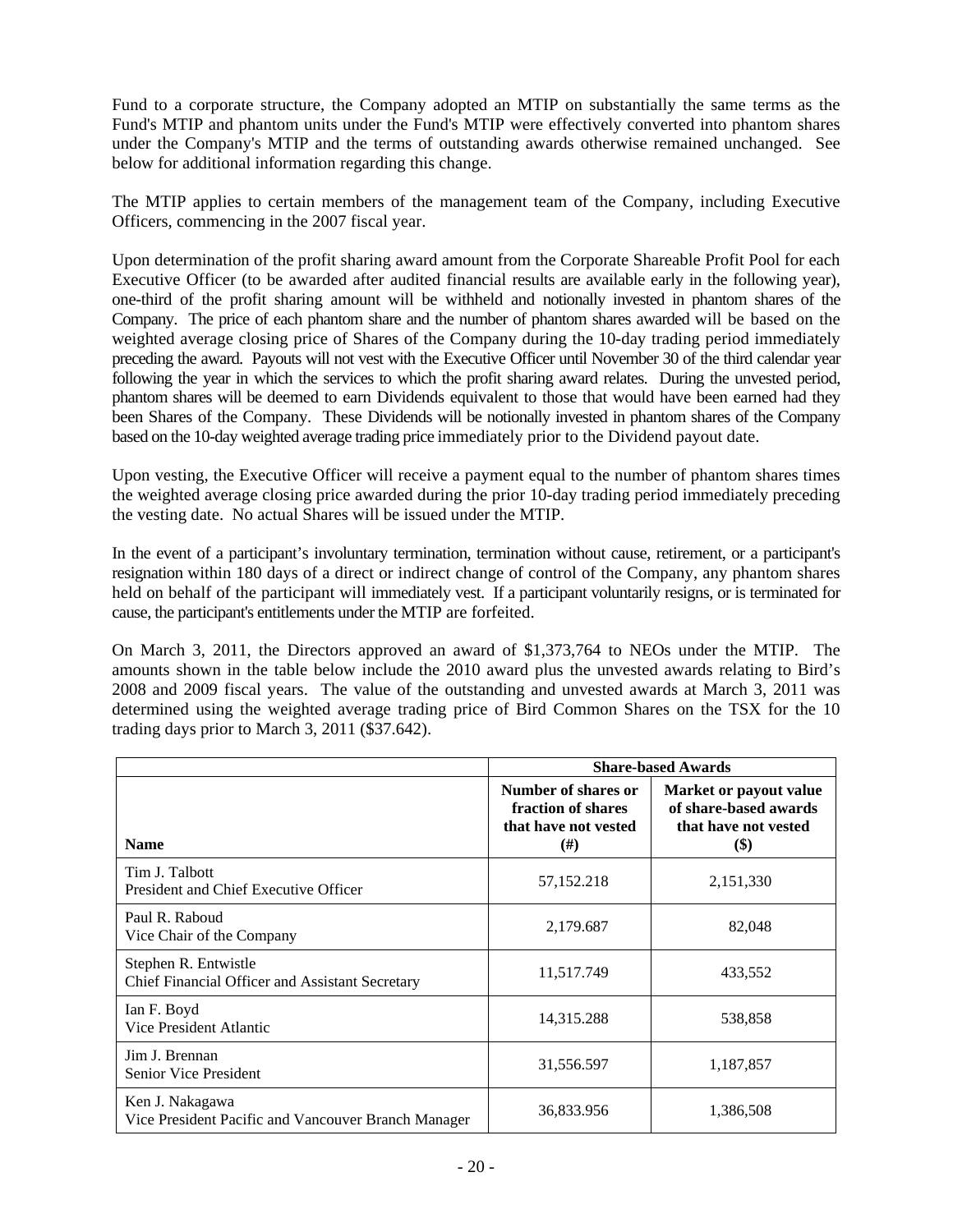Fund to a corporate structure, the Company adopted an MTIP on substantially the same terms as the Fund's MTIP and phantom units under the Fund's MTIP were effectively converted into phantom shares under the Company's MTIP and the terms of outstanding awards otherwise remained unchanged. See below for additional information regarding this change.

The MTIP applies to certain members of the management team of the Company, including Executive Officers, commencing in the 2007 fiscal year.

Upon determination of the profit sharing award amount from the Corporate Shareable Profit Pool for each Executive Officer (to be awarded after audited financial results are available early in the following year), one-third of the profit sharing amount will be withheld and notionally invested in phantom shares of the Company. The price of each phantom share and the number of phantom shares awarded will be based on the weighted average closing price of Shares of the Company during the 10-day trading period immediately preceding the award. Payouts will not vest with the Executive Officer until November 30 of the third calendar year following the year in which the services to which the profit sharing award relates. During the unvested period, phantom shares will be deemed to earn Dividends equivalent to those that would have been earned had they been Shares of the Company. These Dividends will be notionally invested in phantom shares of the Company based on the 10-day weighted average trading price immediately prior to the Dividend payout date.

Upon vesting, the Executive Officer will receive a payment equal to the number of phantom shares times the weighted average closing price awarded during the prior 10-day trading period immediately preceding the vesting date. No actual Shares will be issued under the MTIP.

In the event of a participant's involuntary termination, termination without cause, retirement, or a participant's resignation within 180 days of a direct or indirect change of control of the Company, any phantom shares held on behalf of the participant will immediately vest. If a participant voluntarily resigns, or is terminated for cause, the participant's entitlements under the MTIP are forfeited.

On March 3, 2011, the Directors approved an award of $1,373,764 to NEOs under the MTIP. The amounts shown in the table below include the 2010 award plus the unvested awards relating to Bird's 2008 and 2009 fiscal years. The value of the outstanding and unvested awards at March 3, 2011 was determined using the weighted average trading price of Bird Common Shares on the TSX for the 10 trading days prior to March 3, 2011 ($37.642).

| | **Share-based Awards** | |
|---|---|---|
| **Name** | **Number of shares or fraction of shares that have not vested (#)** | **Market or payout value of share-based awards that have not vested ($)** |
| Tim J. Talbott<br>President and Chief Executive Officer | 57,152.218 | 2,151,330 |
| Paul R. Raboud<br>Vice Chair of the Company | 2,179.687 | 82,048 |
| Stephen R. Entwistle<br>Chief Financial Officer and Assistant Secretary | 11,517.749 | 433,552 |
| Ian F. Boyd<br>Vice President Atlantic | 14,315.288 | 538,858 |
| Jim J. Brennan<br>Senior Vice President | 31,556.597 | 1,187,857 |
| Ken J. Nakagawa<br>Vice President Pacific and Vancouver Branch Manager | 36,833.956 | 1,386,508 |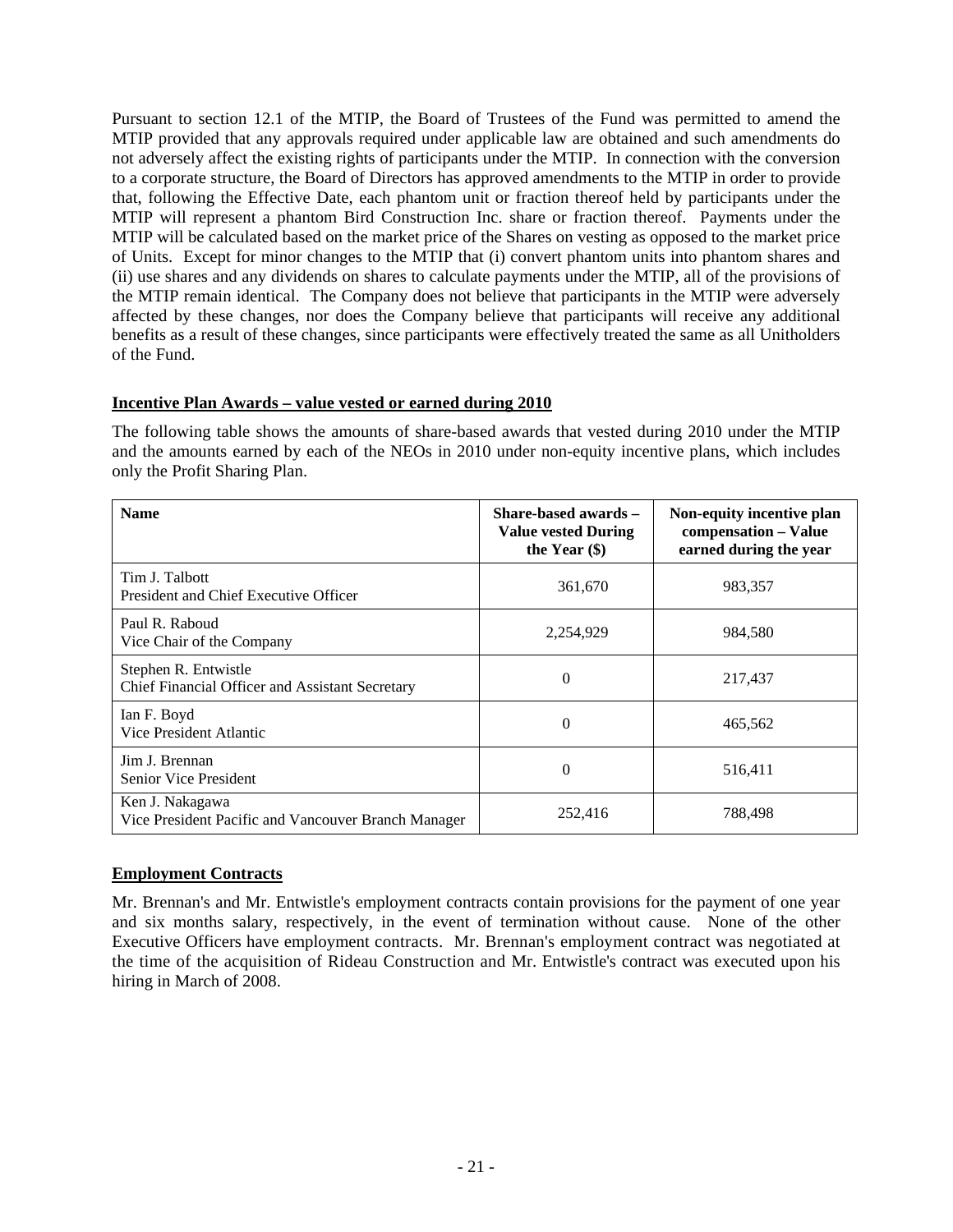Pursuant to section 12.1 of the MTIP, the Board of Trustees of the Fund was permitted to amend the MTIP provided that any approvals required under applicable law are obtained and such amendments do not adversely affect the existing rights of participants under the MTIP. In connection with the conversion to a corporate structure, the Board of Directors has approved amendments to the MTIP in order to provide that, following the Effective Date, each phantom unit or fraction thereof held by participants under the MTIP will represent a phantom Bird Construction Inc. share or fraction thereof. Payments under the MTIP will be calculated based on the market price of the Shares on vesting as opposed to the market price of Units. Except for minor changes to the MTIP that (i) convert phantom units into phantom shares and (ii) use shares and any dividends on shares to calculate payments under the MTIP, all of the provisions of the MTIP remain identical. The Company does not believe that participants in the MTIP were adversely affected by these changes, nor does the Company believe that participants will receive any additional benefits as a result of these changes, since participants were effectively treated the same as all Unitholders of the Fund.

## Incentive Plan Awards – value vested or earned during 2010

The following table shows the amounts of share-based awards that vested during 2010 under the MTIP and the amounts earned by each of the NEOs in 2010 under non-equity incentive plans, which includes only the Profit Sharing Plan.

| Name | Share-based awards – Value vested During the Year ($) | Non-equity incentive plan compensation – Value earned during the year |
|---|---|---|
| Tim J. Talbott<br>President and Chief Executive Officer | 361,670 | 983,357 |
| Paul R. Raboud<br>Vice Chair of the Company | 2,254,929 | 984,580 |
| Stephen R. Entwistle<br>Chief Financial Officer and Assistant Secretary | 0 | 217,437 |
| Ian F. Boyd<br>Vice President Atlantic | 0 | 465,562 |
| Jim J. Brennan<br>Senior Vice President | 0 | 516,411 |
| Ken J. Nakagawa<br>Vice President Pacific and Vancouver Branch Manager | 252,416 | 788,498 |

## Employment Contracts

Mr. Brennan's and Mr. Entwistle's employment contracts contain provisions for the payment of one year and six months salary, respectively, in the event of termination without cause. None of the other Executive Officers have employment contracts. Mr. Brennan's employment contract was negotiated at the time of the acquisition of Rideau Construction and Mr. Entwistle's contract was executed upon his hiring in March of 2008.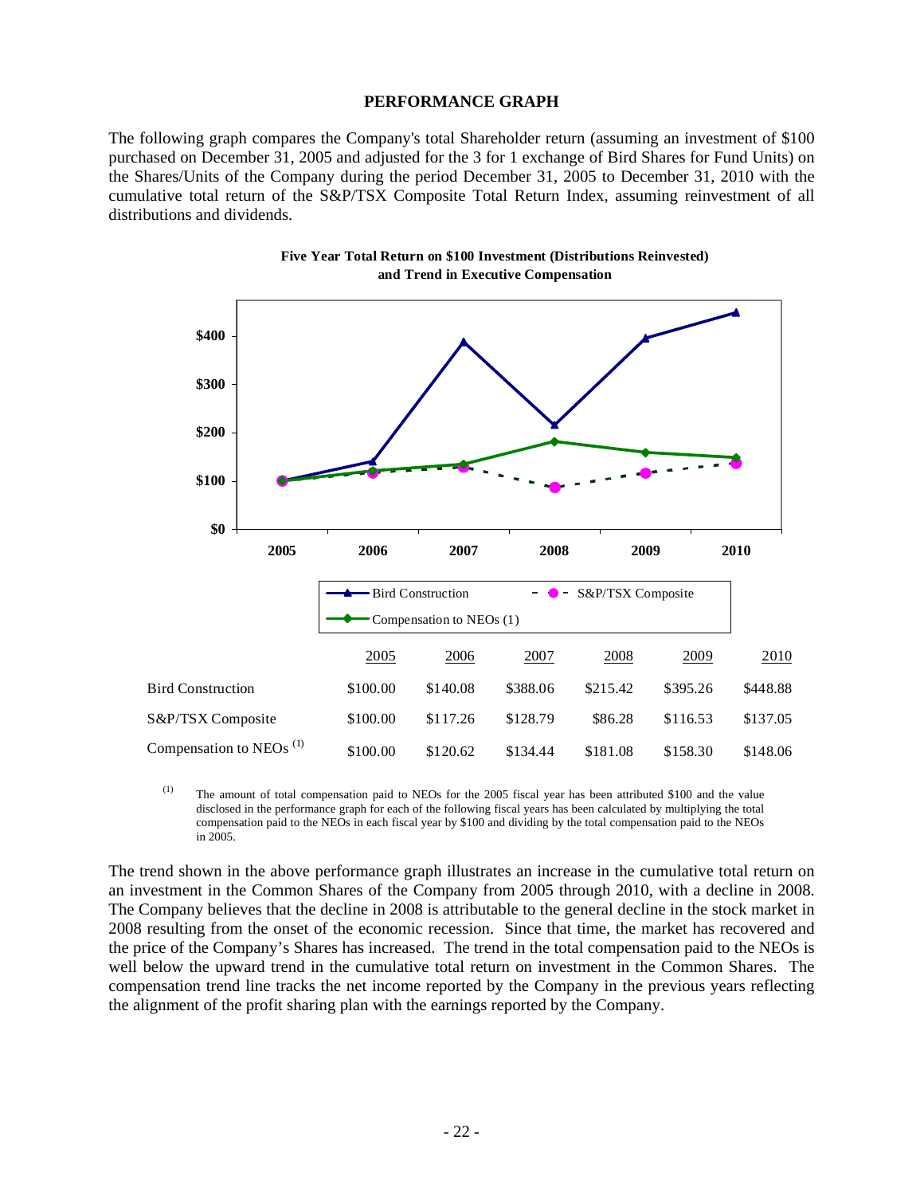## PERFORMANCE GRAPH

The following graph compares the Company's total Shareholder return (assuming an investment of $100 purchased on December 31, 2005 and adjusted for the 3 for 1 exchange of Bird Shares for Fund Units) on the Shares/Units of the Company during the period December 31, 2005 to December 31, 2010 with the cumulative total return of the S&P/TSX Composite Total Return Index, assuming reinvestment of all distributions and dividends.

**Five Year Total Return on $100 Investment (Distributions Reinvested) and Trend in Executive Compensation**

| | 2005 | 2006 | 2007 | 2008 | 2009 | 2010 |
|---|---|---|---|---|---|---|
| Bird Construction | $100.00 | $140.08 | $388.06 | $215.42 | $395.26 | $448.88 |
| S&P/TSX Composite | $100.00 | $117.26 | $128.79 | $86.28 | $116.53 | $137.05 |
| Compensation to NEOs [(1)] | $100.00 | $120.62 | $134.44 | $181.08 | $158.30 | $148.06 |

(1) The amount of total compensation paid to NEOs for the 2005 fiscal year has been attributed $100 and the value disclosed in the performance graph for each of the following fiscal years has been calculated by multiplying the total compensation paid to the NEOs in each fiscal year by $100 and dividing by the total compensation paid to the NEOs in 2005.

The trend shown in the above performance graph illustrates an increase in the cumulative total return on an investment in the Common Shares of the Company from 2005 through 2010, with a decline in 2008. The Company believes that the decline in 2008 is attributable to the general decline in the stock market in 2008 resulting from the onset of the economic recession. Since that time, the market has recovered and the price of the Company's Shares has increased. The trend in the total compensation paid to the NEOs is well below the upward trend in the cumulative total return on investment in the Common Shares. The compensation trend line tracks the net income reported by the Company in the previous years reflecting the alignment of the profit sharing plan with the earnings reported by the Company.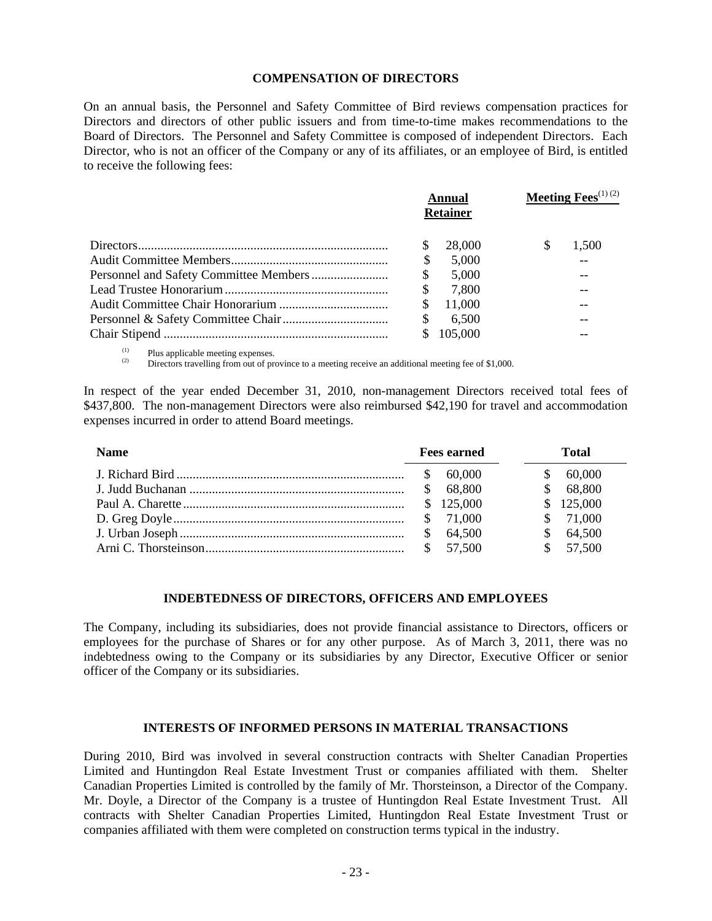## COMPENSATION OF DIRECTORS

On an annual basis, the Personnel and Safety Committee of Bird reviews compensation practices for Directors and directors of other public issuers and from time-to-time makes recommendations to the Board of Directors. The Personnel and Safety Committee is composed of independent Directors. Each Director, who is not an officer of the Company or any of its affiliates, or an employee of Bird, is entitled to receive the following fees:

| | Annual Retainer | Meeting Fees[(1) (2)] |
|---|---|---|
| Directors | $ 28,000 | $ 1,500 |
| Audit Committee Members | $ 5,000 | -- |
| Personnel and Safety Committee Members | $ 5,000 | -- |
| Lead Trustee Honorarium | $ 7,800 | -- |
| Audit Committee Chair Honorarium | $ 11,000 | -- |
| Personnel & Safety Committee Chair | $ 6,500 | -- |
| Chair Stipend | $ 105,000 | -- |

(1) Plus applicable meeting expenses.
(2) Directors travelling from out of province to a meeting receive an additional meeting fee of $1,000.

In respect of the year ended December 31, 2010, non-management Directors received total fees of $437,800. The non-management Directors were also reimbursed $42,190 for travel and accommodation expenses incurred in order to attend Board meetings.

| Name | Fees earned | Total |
|---|---|---|
| J. Richard Bird | $ 60,000 | $ 60,000 |
| J. Judd Buchanan | $ 68,800 | $ 68,800 |
| Paul A. Charette | $ 125,000 | $ 125,000 |
| D. Greg Doyle | $ 71,000 | $ 71,000 |
| J. Urban Joseph | $ 64,500 | $ 64,500 |
| Arni C. Thorsteinson | $ 57,500 | $ 57,500 |

## INDEBTEDNESS OF DIRECTORS, OFFICERS AND EMPLOYEES

The Company, including its subsidiaries, does not provide financial assistance to Directors, officers or employees for the purchase of Shares or for any other purpose. As of March 3, 2011, there was no indebtedness owing to the Company or its subsidiaries by any Director, Executive Officer or senior officer of the Company or its subsidiaries.

## INTERESTS OF INFORMED PERSONS IN MATERIAL TRANSACTIONS

During 2010, Bird was involved in several construction contracts with Shelter Canadian Properties Limited and Huntingdon Real Estate Investment Trust or companies affiliated with them. Shelter Canadian Properties Limited is controlled by the family of Mr. Thorsteinson, a Director of the Company. Mr. Doyle, a Director of the Company is a trustee of Huntingdon Real Estate Investment Trust. All contracts with Shelter Canadian Properties Limited, Huntingdon Real Estate Investment Trust or companies affiliated with them were completed on construction terms typical in the industry.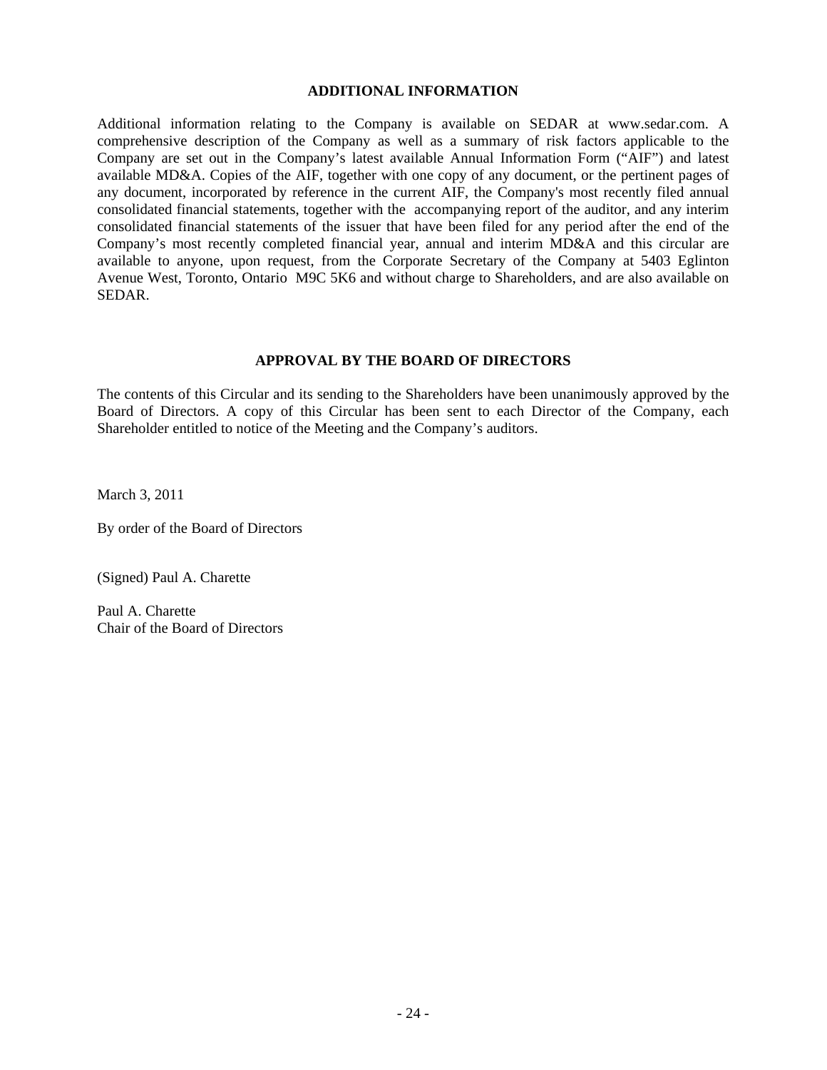## ADDITIONAL INFORMATION

Additional information relating to the Company is available on SEDAR at www.sedar.com. A comprehensive description of the Company as well as a summary of risk factors applicable to the Company are set out in the Company's latest available Annual Information Form ("AIF") and latest available MD&A. Copies of the AIF, together with one copy of any document, or the pertinent pages of any document, incorporated by reference in the current AIF, the Company's most recently filed annual consolidated financial statements, together with the accompanying report of the auditor, and any interim consolidated financial statements of the issuer that have been filed for any period after the end of the Company's most recently completed financial year, annual and interim MD&A and this circular are available to anyone, upon request, from the Corporate Secretary of the Company at 5403 Eglinton Avenue West, Toronto, Ontario M9C 5K6 and without charge to Shareholders, and are also available on SEDAR.

## APPROVAL BY THE BOARD OF DIRECTORS

The contents of this Circular and its sending to the Shareholders have been unanimously approved by the Board of Directors. A copy of this Circular has been sent to each Director of the Company, each Shareholder entitled to notice of the Meeting and the Company's auditors.

March 3, 2011

By order of the Board of Directors

(Signed) Paul A. Charette

Paul A. Charette
Chair of the Board of Directors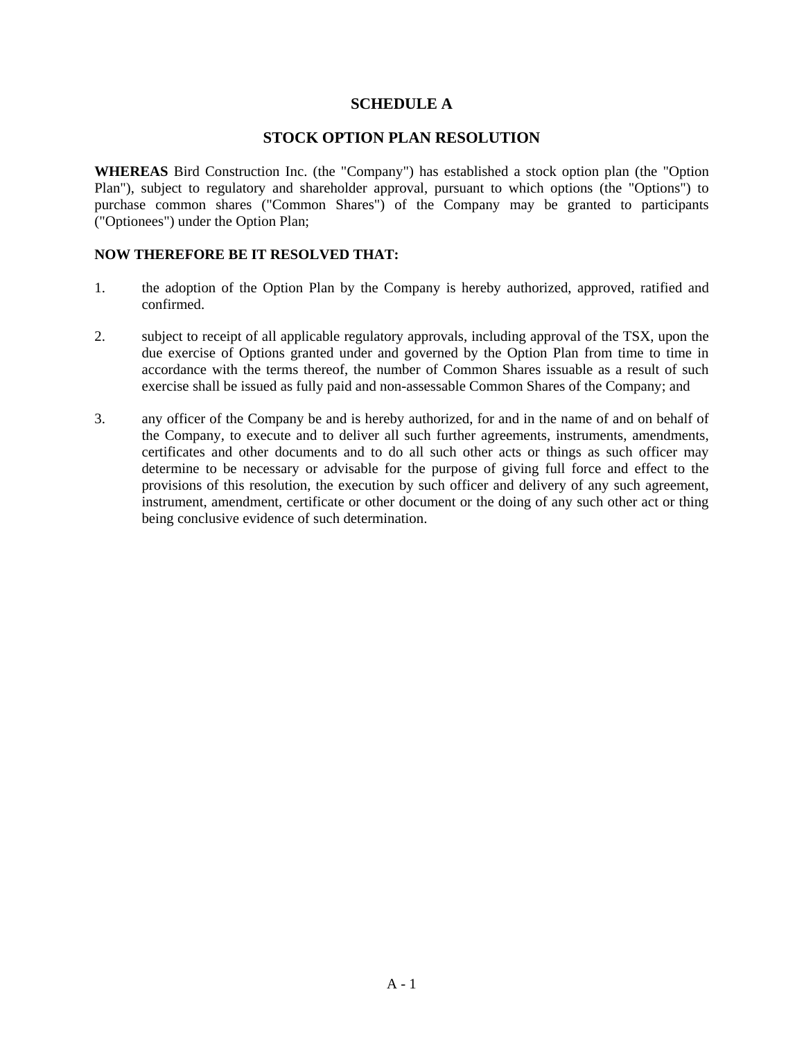# SCHEDULE A

## STOCK OPTION PLAN RESOLUTION

**WHEREAS** Bird Construction Inc. (the "Company") has established a stock option plan (the "Option Plan"), subject to regulatory and shareholder approval, pursuant to which options (the "Options") to purchase common shares ("Common Shares") of the Company may be granted to participants ("Optionees") under the Option Plan;

**NOW THEREFORE BE IT RESOLVED THAT:**

1. the adoption of the Option Plan by the Company is hereby authorized, approved, ratified and confirmed.

2. subject to receipt of all applicable regulatory approvals, including approval of the TSX, upon the due exercise of Options granted under and governed by the Option Plan from time to time in accordance with the terms thereof, the number of Common Shares issuable as a result of such exercise shall be issued as fully paid and non-assessable Common Shares of the Company; and

3. any officer of the Company be and is hereby authorized, for and in the name of and on behalf of the Company, to execute and to deliver all such further agreements, instruments, amendments, certificates and other documents and to do all such other acts or things as such officer may determine to be necessary or advisable for the purpose of giving full force and effect to the provisions of this resolution, the execution by such officer and delivery of any such agreement, instrument, amendment, certificate or other document or the doing of any such other act or thing being conclusive evidence of such determination.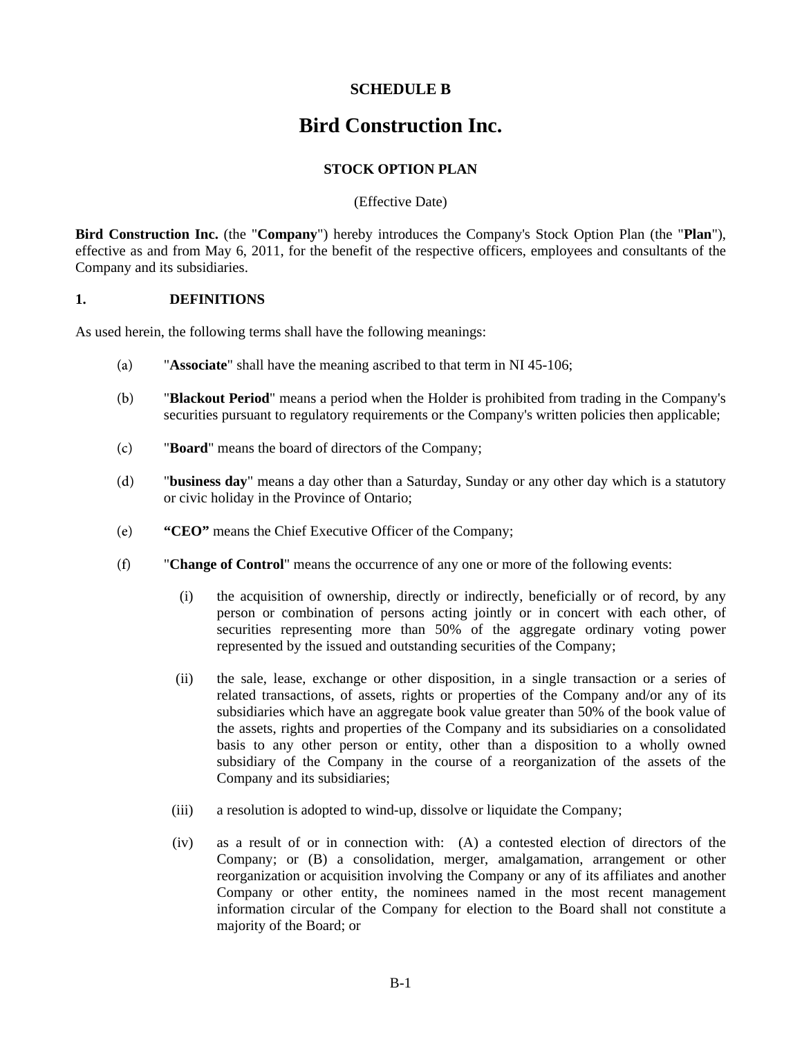**SCHEDULE B**

# Bird Construction Inc.

**STOCK OPTION PLAN**

(Effective Date)

**Bird Construction Inc.** (the "**Company**") hereby introduces the Company's Stock Option Plan (the "**Plan**"), effective as and from May 6, 2011, for the benefit of the respective officers, employees and consultants of the Company and its subsidiaries.

## 1. DEFINITIONS

As used herein, the following terms shall have the following meanings:

(a) "**Associate**" shall have the meaning ascribed to that term in NI 45-106;

(b) "**Blackout Period**" means a period when the Holder is prohibited from trading in the Company's securities pursuant to regulatory requirements or the Company's written policies then applicable;

(c) "**Board**" means the board of directors of the Company;

(d) "**business day**" means a day other than a Saturday, Sunday or any other day which is a statutory or civic holiday in the Province of Ontario;

(e) **"CEO"** means the Chief Executive Officer of the Company;

(f) "**Change of Control**" means the occurrence of any one or more of the following events:

(i) the acquisition of ownership, directly or indirectly, beneficially or of record, by any person or combination of persons acting jointly or in concert with each other, of securities representing more than 50% of the aggregate ordinary voting power represented by the issued and outstanding securities of the Company;

(ii) the sale, lease, exchange or other disposition, in a single transaction or a series of related transactions, of assets, rights or properties of the Company and/or any of its subsidiaries which have an aggregate book value greater than 50% of the book value of the assets, rights and properties of the Company and its subsidiaries on a consolidated basis to any other person or entity, other than a disposition to a wholly owned subsidiary of the Company in the course of a reorganization of the assets of the Company and its subsidiaries;

(iii) a resolution is adopted to wind-up, dissolve or liquidate the Company;

(iv) as a result of or in connection with: (A) a contested election of directors of the Company; or (B) a consolidation, merger, amalgamation, arrangement or other reorganization or acquisition involving the Company or any of its affiliates and another Company or other entity, the nominees named in the most recent management information circular of the Company for election to the Board shall not constitute a majority of the Board; or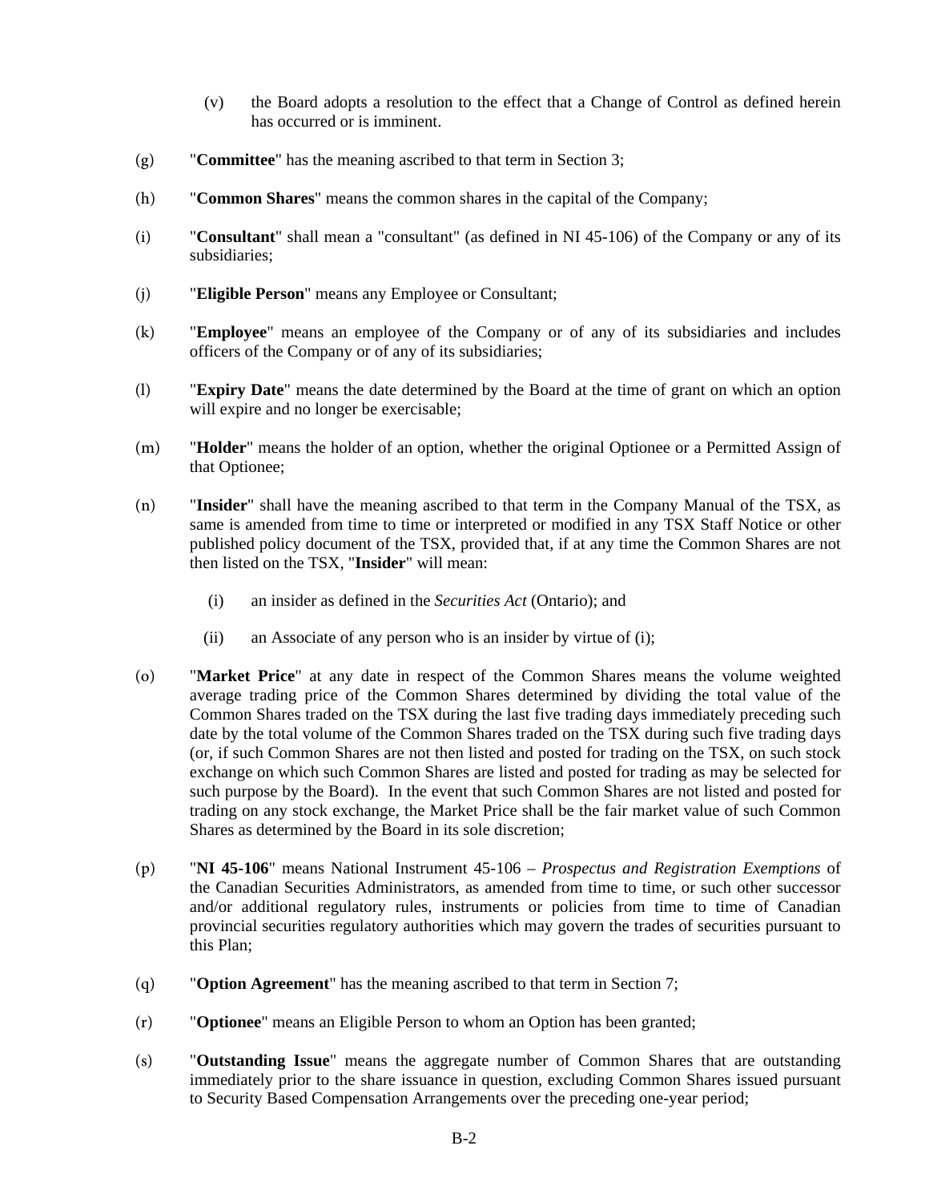(v) the Board adopts a resolution to the effect that a Change of Control as defined herein has occurred or is imminent.

(g) "**Committee**" has the meaning ascribed to that term in Section 3;

(h) "**Common Shares**" means the common shares in the capital of the Company;

(i) "**Consultant**" shall mean a "consultant" (as defined in NI 45-106) of the Company or any of its subsidiaries;

(j) "**Eligible Person**" means any Employee or Consultant;

(k) "**Employee**" means an employee of the Company or of any of its subsidiaries and includes officers of the Company or of any of its subsidiaries;

(l) "**Expiry Date**" means the date determined by the Board at the time of grant on which an option will expire and no longer be exercisable;

(m) "**Holder**" means the holder of an option, whether the original Optionee or a Permitted Assign of that Optionee;

(n) "**Insider**" shall have the meaning ascribed to that term in the Company Manual of the TSX, as same is amended from time to time or interpreted or modified in any TSX Staff Notice or other published policy document of the TSX, provided that, if at any time the Common Shares are not then listed on the TSX, "**Insider**" will mean:

(i) an insider as defined in the *Securities Act* (Ontario); and

(ii) an Associate of any person who is an insider by virtue of (i);

(o) "**Market Price**" at any date in respect of the Common Shares means the volume weighted average trading price of the Common Shares determined by dividing the total value of the Common Shares traded on the TSX during the last five trading days immediately preceding such date by the total volume of the Common Shares traded on the TSX during such five trading days (or, if such Common Shares are not then listed and posted for trading on the TSX, on such stock exchange on which such Common Shares are listed and posted for trading as may be selected for such purpose by the Board). In the event that such Common Shares are not listed and posted for trading on any stock exchange, the Market Price shall be the fair market value of such Common Shares as determined by the Board in its sole discretion;

(p) "**NI 45-106**" means National Instrument 45-106 – *Prospectus and Registration Exemptions* of the Canadian Securities Administrators, as amended from time to time, or such other successor and/or additional regulatory rules, instruments or policies from time to time of Canadian provincial securities regulatory authorities which may govern the trades of securities pursuant to this Plan;

(q) "**Option Agreement**" has the meaning ascribed to that term in Section 7;

(r) "**Optionee**" means an Eligible Person to whom an Option has been granted;

(s) "**Outstanding Issue**" means the aggregate number of Common Shares that are outstanding immediately prior to the share issuance in question, excluding Common Shares issued pursuant to Security Based Compensation Arrangements over the preceding one-year period;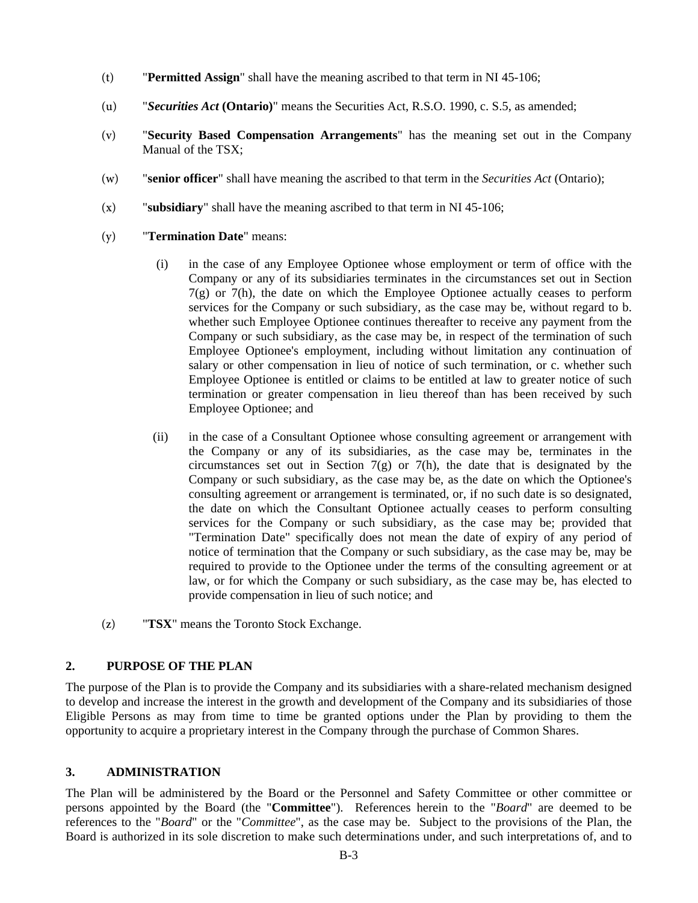(t) "**Permitted Assign**" shall have the meaning ascribed to that term in NI 45-106;

(u) "***Securities Act*** **(Ontario)**" means the Securities Act, R.S.O. 1990, c. S.5, as amended;

(v) "**Security Based Compensation Arrangements**" has the meaning set out in the Company Manual of the TSX;

(w) "**senior officer**" shall have meaning the ascribed to that term in the *Securities Act* (Ontario);

(x) "**subsidiary**" shall have the meaning ascribed to that term in NI 45-106;

(y) "**Termination Date**" means:

(i) in the case of any Employee Optionee whose employment or term of office with the Company or any of its subsidiaries terminates in the circumstances set out in Section 7(g) or 7(h), the date on which the Employee Optionee actually ceases to perform services for the Company or such subsidiary, as the case may be, without regard to b. whether such Employee Optionee continues thereafter to receive any payment from the Company or such subsidiary, as the case may be, in respect of the termination of such Employee Optionee's employment, including without limitation any continuation of salary or other compensation in lieu of notice of such termination, or c. whether such Employee Optionee is entitled or claims to be entitled at law to greater notice of such termination or greater compensation in lieu thereof than has been received by such Employee Optionee; and

(ii) in the case of a Consultant Optionee whose consulting agreement or arrangement with the Company or any of its subsidiaries, as the case may be, terminates in the circumstances set out in Section 7(g) or 7(h), the date that is designated by the Company or such subsidiary, as the case may be, as the date on which the Optionee's consulting agreement or arrangement is terminated, or, if no such date is so designated, the date on which the Consultant Optionee actually ceases to perform consulting services for the Company or such subsidiary, as the case may be; provided that "Termination Date" specifically does not mean the date of expiry of any period of notice of termination that the Company or such subsidiary, as the case may be, may be required to provide to the Optionee under the terms of the consulting agreement or at law, or for which the Company or such subsidiary, as the case may be, has elected to provide compensation in lieu of such notice; and

(z) "**TSX**" means the Toronto Stock Exchange.

## 2. PURPOSE OF THE PLAN

The purpose of the Plan is to provide the Company and its subsidiaries with a share-related mechanism designed to develop and increase the interest in the growth and development of the Company and its subsidiaries of those Eligible Persons as may from time to time be granted options under the Plan by providing to them the opportunity to acquire a proprietary interest in the Company through the purchase of Common Shares.

## 3. ADMINISTRATION

The Plan will be administered by the Board or the Personnel and Safety Committee or other committee or persons appointed by the Board (the "**Committee**"). References herein to the "*Board*" are deemed to be references to the "*Board*" or the "*Committee*", as the case may be. Subject to the provisions of the Plan, the Board is authorized in its sole discretion to make such determinations under, and such interpretations of, and to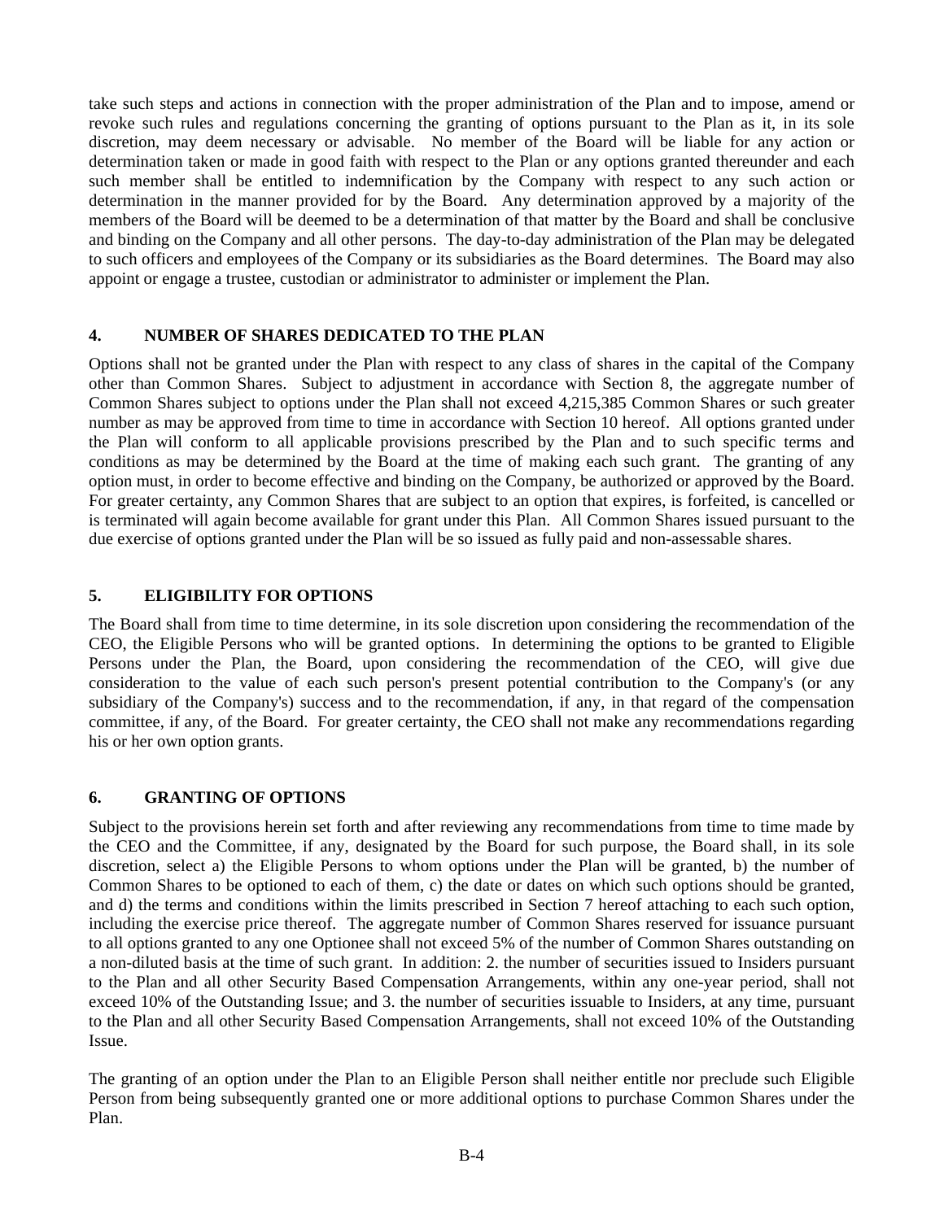take such steps and actions in connection with the proper administration of the Plan and to impose, amend or revoke such rules and regulations concerning the granting of options pursuant to the Plan as it, in its sole discretion, may deem necessary or advisable. No member of the Board will be liable for any action or determination taken or made in good faith with respect to the Plan or any options granted thereunder and each such member shall be entitled to indemnification by the Company with respect to any such action or determination in the manner provided for by the Board. Any determination approved by a majority of the members of the Board will be deemed to be a determination of that matter by the Board and shall be conclusive and binding on the Company and all other persons. The day-to-day administration of the Plan may be delegated to such officers and employees of the Company or its subsidiaries as the Board determines. The Board may also appoint or engage a trustee, custodian or administrator to administer or implement the Plan.

## 4. NUMBER OF SHARES DEDICATED TO THE PLAN

Options shall not be granted under the Plan with respect to any class of shares in the capital of the Company other than Common Shares. Subject to adjustment in accordance with Section 8, the aggregate number of Common Shares subject to options under the Plan shall not exceed 4,215,385 Common Shares or such greater number as may be approved from time to time in accordance with Section 10 hereof. All options granted under the Plan will conform to all applicable provisions prescribed by the Plan and to such specific terms and conditions as may be determined by the Board at the time of making each such grant. The granting of any option must, in order to become effective and binding on the Company, be authorized or approved by the Board. For greater certainty, any Common Shares that are subject to an option that expires, is forfeited, is cancelled or is terminated will again become available for grant under this Plan. All Common Shares issued pursuant to the due exercise of options granted under the Plan will be so issued as fully paid and non-assessable shares.

## 5. ELIGIBILITY FOR OPTIONS

The Board shall from time to time determine, in its sole discretion upon considering the recommendation of the CEO, the Eligible Persons who will be granted options. In determining the options to be granted to Eligible Persons under the Plan, the Board, upon considering the recommendation of the CEO, will give due consideration to the value of each such person's present potential contribution to the Company's (or any subsidiary of the Company's) success and to the recommendation, if any, in that regard of the compensation committee, if any, of the Board. For greater certainty, the CEO shall not make any recommendations regarding his or her own option grants.

## 6. GRANTING OF OPTIONS

Subject to the provisions herein set forth and after reviewing any recommendations from time to time made by the CEO and the Committee, if any, designated by the Board for such purpose, the Board shall, in its sole discretion, select a) the Eligible Persons to whom options under the Plan will be granted, b) the number of Common Shares to be optioned to each of them, c) the date or dates on which such options should be granted, and d) the terms and conditions within the limits prescribed in Section 7 hereof attaching to each such option, including the exercise price thereof. The aggregate number of Common Shares reserved for issuance pursuant to all options granted to any one Optionee shall not exceed 5% of the number of Common Shares outstanding on a non-diluted basis at the time of such grant. In addition: 2. the number of securities issued to Insiders pursuant to the Plan and all other Security Based Compensation Arrangements, within any one-year period, shall not exceed 10% of the Outstanding Issue; and 3. the number of securities issuable to Insiders, at any time, pursuant to the Plan and all other Security Based Compensation Arrangements, shall not exceed 10% of the Outstanding Issue.

The granting of an option under the Plan to an Eligible Person shall neither entitle nor preclude such Eligible Person from being subsequently granted one or more additional options to purchase Common Shares under the Plan.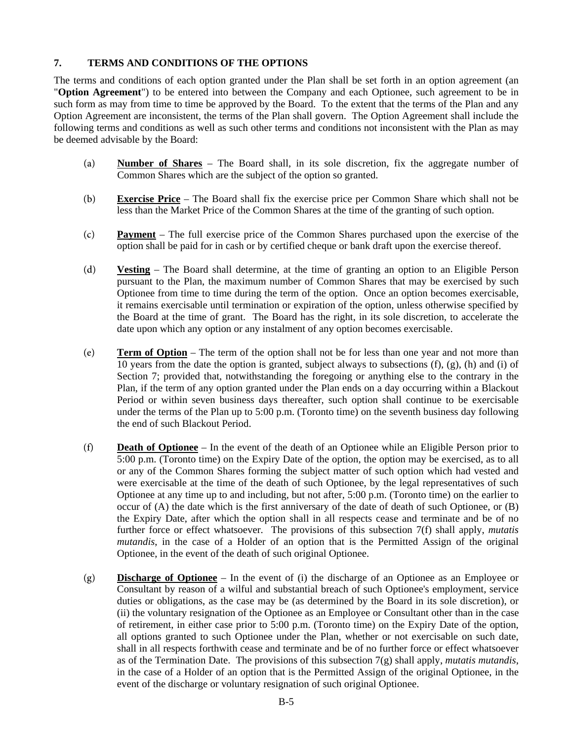## 7. TERMS AND CONDITIONS OF THE OPTIONS

The terms and conditions of each option granted under the Plan shall be set forth in an option agreement (an "**Option Agreement**") to be entered into between the Company and each Optionee, such agreement to be in such form as may from time to time be approved by the Board. To the extent that the terms of the Plan and any Option Agreement are inconsistent, the terms of the Plan shall govern. The Option Agreement shall include the following terms and conditions as well as such other terms and conditions not inconsistent with the Plan as may be deemed advisable by the Board:

(a) **Number of Shares** – The Board shall, in its sole discretion, fix the aggregate number of Common Shares which are the subject of the option so granted.

(b) **Exercise Price** – The Board shall fix the exercise price per Common Share which shall not be less than the Market Price of the Common Shares at the time of the granting of such option.

(c) **Payment** – The full exercise price of the Common Shares purchased upon the exercise of the option shall be paid for in cash or by certified cheque or bank draft upon the exercise thereof.

(d) **Vesting** – The Board shall determine, at the time of granting an option to an Eligible Person pursuant to the Plan, the maximum number of Common Shares that may be exercised by such Optionee from time to time during the term of the option. Once an option becomes exercisable, it remains exercisable until termination or expiration of the option, unless otherwise specified by the Board at the time of grant. The Board has the right, in its sole discretion, to accelerate the date upon which any option or any instalment of any option becomes exercisable.

(e) **Term of Option** – The term of the option shall not be for less than one year and not more than 10 years from the date the option is granted, subject always to subsections (f), (g), (h) and (i) of Section 7; provided that, notwithstanding the foregoing or anything else to the contrary in the Plan, if the term of any option granted under the Plan ends on a day occurring within a Blackout Period or within seven business days thereafter, such option shall continue to be exercisable under the terms of the Plan up to 5:00 p.m. (Toronto time) on the seventh business day following the end of such Blackout Period.

(f) **Death of Optionee** – In the event of the death of an Optionee while an Eligible Person prior to 5:00 p.m. (Toronto time) on the Expiry Date of the option, the option may be exercised, as to all or any of the Common Shares forming the subject matter of such option which had vested and were exercisable at the time of the death of such Optionee, by the legal representatives of such Optionee at any time up to and including, but not after, 5:00 p.m. (Toronto time) on the earlier to occur of (A) the date which is the first anniversary of the date of death of such Optionee, or (B) the Expiry Date, after which the option shall in all respects cease and terminate and be of no further force or effect whatsoever. The provisions of this subsection 7(f) shall apply, *mutatis mutandis*, in the case of a Holder of an option that is the Permitted Assign of the original Optionee, in the event of the death of such original Optionee.

(g) **Discharge of Optionee** – In the event of (i) the discharge of an Optionee as an Employee or Consultant by reason of a wilful and substantial breach of such Optionee's employment, service duties or obligations, as the case may be (as determined by the Board in its sole discretion), or (ii) the voluntary resignation of the Optionee as an Employee or Consultant other than in the case of retirement, in either case prior to 5:00 p.m. (Toronto time) on the Expiry Date of the option, all options granted to such Optionee under the Plan, whether or not exercisable on such date, shall in all respects forthwith cease and terminate and be of no further force or effect whatsoever as of the Termination Date. The provisions of this subsection 7(g) shall apply, *mutatis mutandis*, in the case of a Holder of an option that is the Permitted Assign of the original Optionee, in the event of the discharge or voluntary resignation of such original Optionee.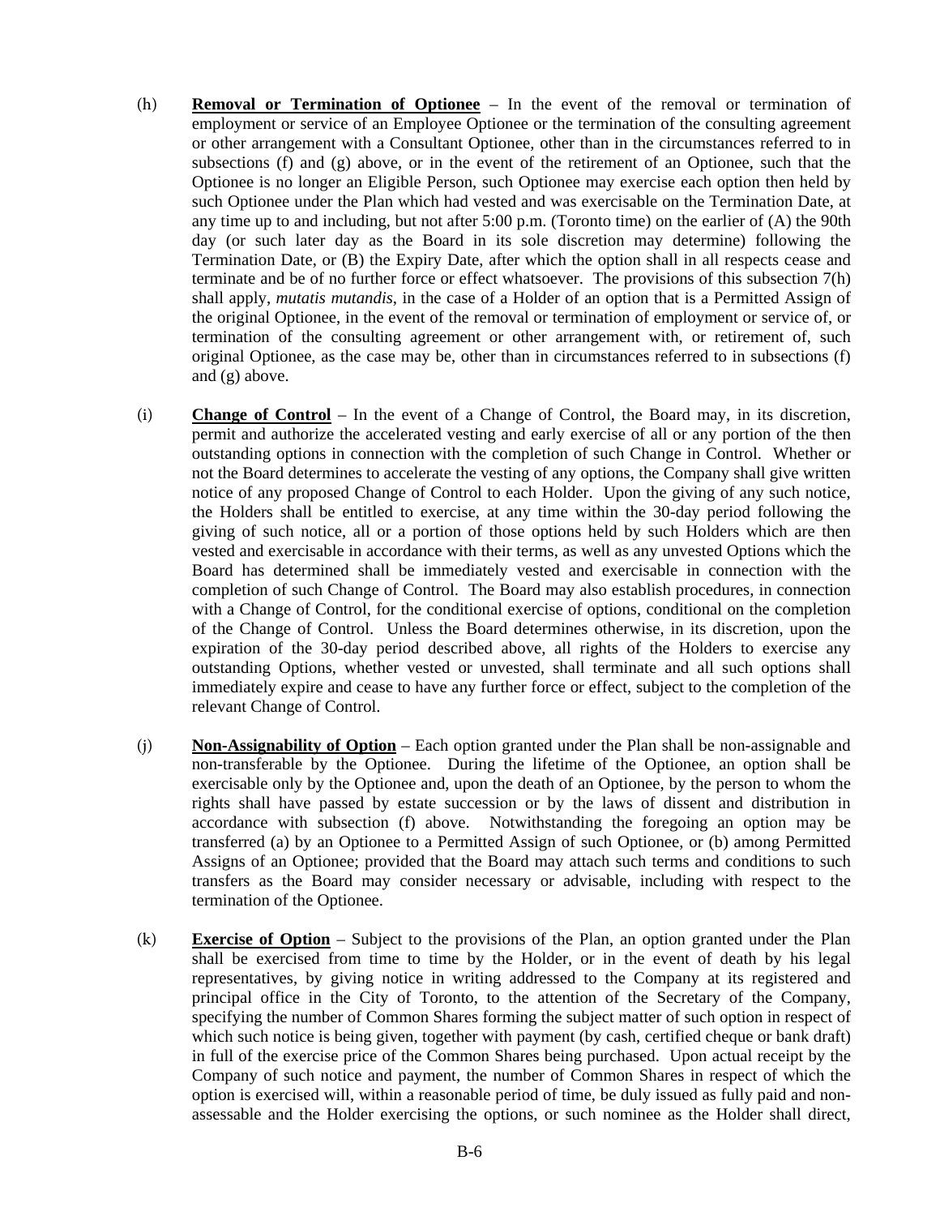(h) **Removal or Termination of Optionee** – In the event of the removal or termination of employment or service of an Employee Optionee or the termination of the consulting agreement or other arrangement with a Consultant Optionee, other than in the circumstances referred to in subsections (f) and (g) above, or in the event of the retirement of an Optionee, such that the Optionee is no longer an Eligible Person, such Optionee may exercise each option then held by such Optionee under the Plan which had vested and was exercisable on the Termination Date, at any time up to and including, but not after 5:00 p.m. (Toronto time) on the earlier of (A) the 90th day (or such later day as the Board in its sole discretion may determine) following the Termination Date, or (B) the Expiry Date, after which the option shall in all respects cease and terminate and be of no further force or effect whatsoever. The provisions of this subsection 7(h) shall apply, *mutatis mutandis*, in the case of a Holder of an option that is a Permitted Assign of the original Optionee, in the event of the removal or termination of employment or service of, or termination of the consulting agreement or other arrangement with, or retirement of, such original Optionee, as the case may be, other than in circumstances referred to in subsections (f) and (g) above.

(i) **Change of Control** – In the event of a Change of Control, the Board may, in its discretion, permit and authorize the accelerated vesting and early exercise of all or any portion of the then outstanding options in connection with the completion of such Change in Control. Whether or not the Board determines to accelerate the vesting of any options, the Company shall give written notice of any proposed Change of Control to each Holder. Upon the giving of any such notice, the Holders shall be entitled to exercise, at any time within the 30-day period following the giving of such notice, all or a portion of those options held by such Holders which are then vested and exercisable in accordance with their terms, as well as any unvested Options which the Board has determined shall be immediately vested and exercisable in connection with the completion of such Change of Control. The Board may also establish procedures, in connection with a Change of Control, for the conditional exercise of options, conditional on the completion of the Change of Control. Unless the Board determines otherwise, in its discretion, upon the expiration of the 30-day period described above, all rights of the Holders to exercise any outstanding Options, whether vested or unvested, shall terminate and all such options shall immediately expire and cease to have any further force or effect, subject to the completion of the relevant Change of Control.

(j) **Non-Assignability of Option** – Each option granted under the Plan shall be non-assignable and non-transferable by the Optionee. During the lifetime of the Optionee, an option shall be exercisable only by the Optionee and, upon the death of an Optionee, by the person to whom the rights shall have passed by estate succession or by the laws of dissent and distribution in accordance with subsection (f) above. Notwithstanding the foregoing an option may be transferred (a) by an Optionee to a Permitted Assign of such Optionee, or (b) among Permitted Assigns of an Optionee; provided that the Board may attach such terms and conditions to such transfers as the Board may consider necessary or advisable, including with respect to the termination of the Optionee.

(k) **Exercise of Option** – Subject to the provisions of the Plan, an option granted under the Plan shall be exercised from time to time by the Holder, or in the event of death by his legal representatives, by giving notice in writing addressed to the Company at its registered and principal office in the City of Toronto, to the attention of the Secretary of the Company, specifying the number of Common Shares forming the subject matter of such option in respect of which such notice is being given, together with payment (by cash, certified cheque or bank draft) in full of the exercise price of the Common Shares being purchased. Upon actual receipt by the Company of such notice and payment, the number of Common Shares in respect of which the option is exercised will, within a reasonable period of time, be duly issued as fully paid and non-assessable and the Holder exercising the options, or such nominee as the Holder shall direct,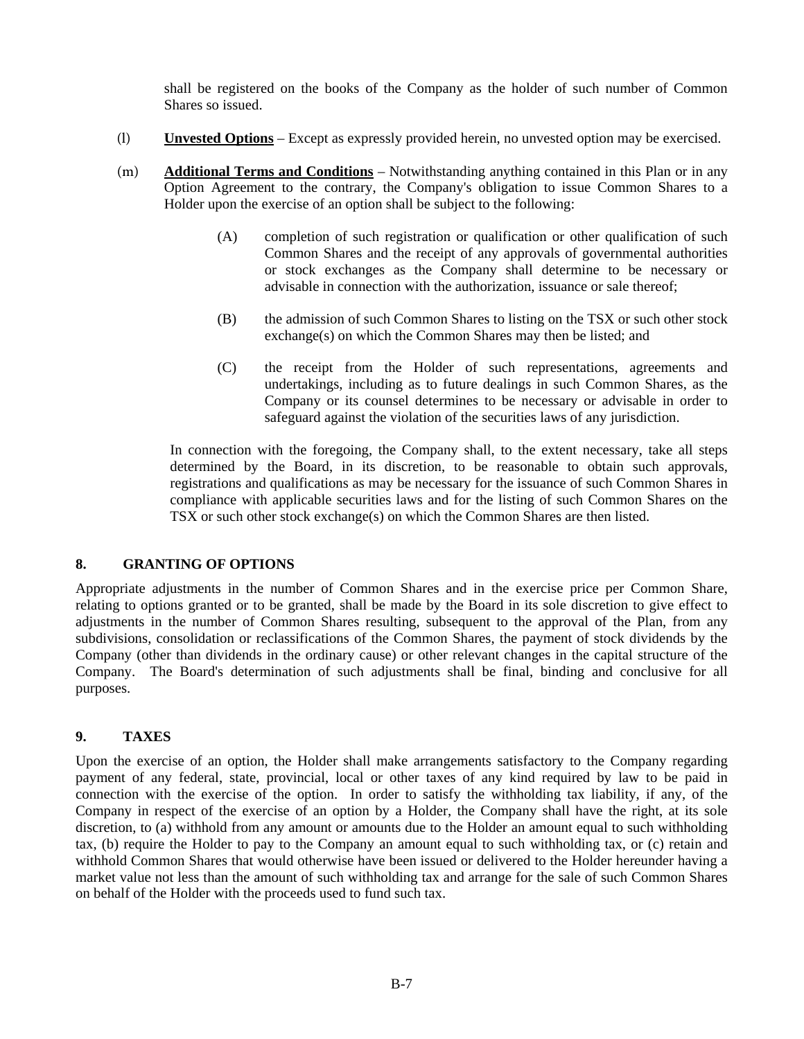shall be registered on the books of the Company as the holder of such number of Common Shares so issued.

(l) **Unvested Options** – Except as expressly provided herein, no unvested option may be exercised.

(m) **Additional Terms and Conditions** – Notwithstanding anything contained in this Plan or in any Option Agreement to the contrary, the Company's obligation to issue Common Shares to a Holder upon the exercise of an option shall be subject to the following:

(A) completion of such registration or qualification or other qualification of such Common Shares and the receipt of any approvals of governmental authorities or stock exchanges as the Company shall determine to be necessary or advisable in connection with the authorization, issuance or sale thereof;

(B) the admission of such Common Shares to listing on the TSX or such other stock exchange(s) on which the Common Shares may then be listed; and

(C) the receipt from the Holder of such representations, agreements and undertakings, including as to future dealings in such Common Shares, as the Company or its counsel determines to be necessary or advisable in order to safeguard against the violation of the securities laws of any jurisdiction.

In connection with the foregoing, the Company shall, to the extent necessary, take all steps determined by the Board, in its discretion, to be reasonable to obtain such approvals, registrations and qualifications as may be necessary for the issuance of such Common Shares in compliance with applicable securities laws and for the listing of such Common Shares on the TSX or such other stock exchange(s) on which the Common Shares are then listed.

## 8. GRANTING OF OPTIONS

Appropriate adjustments in the number of Common Shares and in the exercise price per Common Share, relating to options granted or to be granted, shall be made by the Board in its sole discretion to give effect to adjustments in the number of Common Shares resulting, subsequent to the approval of the Plan, from any subdivisions, consolidation or reclassifications of the Common Shares, the payment of stock dividends by the Company (other than dividends in the ordinary cause) or other relevant changes in the capital structure of the Company. The Board's determination of such adjustments shall be final, binding and conclusive for all purposes.

## 9. TAXES

Upon the exercise of an option, the Holder shall make arrangements satisfactory to the Company regarding payment of any federal, state, provincial, local or other taxes of any kind required by law to be paid in connection with the exercise of the option. In order to satisfy the withholding tax liability, if any, of the Company in respect of the exercise of an option by a Holder, the Company shall have the right, at its sole discretion, to (a) withhold from any amount or amounts due to the Holder an amount equal to such withholding tax, (b) require the Holder to pay to the Company an amount equal to such withholding tax, or (c) retain and withhold Common Shares that would otherwise have been issued or delivered to the Holder hereunder having a market value not less than the amount of such withholding tax and arrange for the sale of such Common Shares on behalf of the Holder with the proceeds used to fund such tax.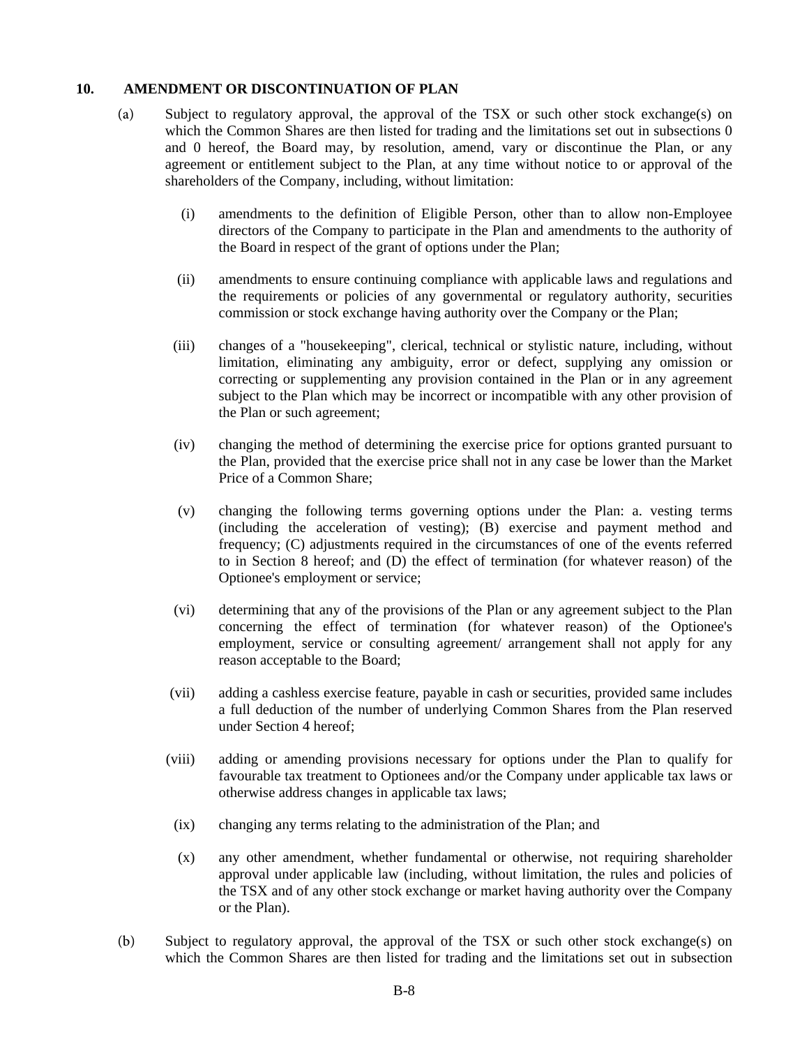**10. AMENDMENT OR DISCONTINUATION OF PLAN**

(a) Subject to regulatory approval, the approval of the TSX or such other stock exchange(s) on which the Common Shares are then listed for trading and the limitations set out in subsections 0 and 0 hereof, the Board may, by resolution, amend, vary or discontinue the Plan, or any agreement or entitlement subject to the Plan, at any time without notice to or approval of the shareholders of the Company, including, without limitation:

(i) amendments to the definition of Eligible Person, other than to allow non-Employee directors of the Company to participate in the Plan and amendments to the authority of the Board in respect of the grant of options under the Plan;

(ii) amendments to ensure continuing compliance with applicable laws and regulations and the requirements or policies of any governmental or regulatory authority, securities commission or stock exchange having authority over the Company or the Plan;

(iii) changes of a "housekeeping", clerical, technical or stylistic nature, including, without limitation, eliminating any ambiguity, error or defect, supplying any omission or correcting or supplementing any provision contained in the Plan or in any agreement subject to the Plan which may be incorrect or incompatible with any other provision of the Plan or such agreement;

(iv) changing the method of determining the exercise price for options granted pursuant to the Plan, provided that the exercise price shall not in any case be lower than the Market Price of a Common Share;

(v) changing the following terms governing options under the Plan: a. vesting terms (including the acceleration of vesting); (B) exercise and payment method and frequency; (C) adjustments required in the circumstances of one of the events referred to in Section 8 hereof; and (D) the effect of termination (for whatever reason) of the Optionee's employment or service;

(vi) determining that any of the provisions of the Plan or any agreement subject to the Plan concerning the effect of termination (for whatever reason) of the Optionee's employment, service or consulting agreement/ arrangement shall not apply for any reason acceptable to the Board;

(vii) adding a cashless exercise feature, payable in cash or securities, provided same includes a full deduction of the number of underlying Common Shares from the Plan reserved under Section 4 hereof;

(viii) adding or amending provisions necessary for options under the Plan to qualify for favourable tax treatment to Optionees and/or the Company under applicable tax laws or otherwise address changes in applicable tax laws;

(ix) changing any terms relating to the administration of the Plan; and

(x) any other amendment, whether fundamental or otherwise, not requiring shareholder approval under applicable law (including, without limitation, the rules and policies of the TSX and of any other stock exchange or market having authority over the Company or the Plan).

(b) Subject to regulatory approval, the approval of the TSX or such other stock exchange(s) on which the Common Shares are then listed for trading and the limitations set out in subsection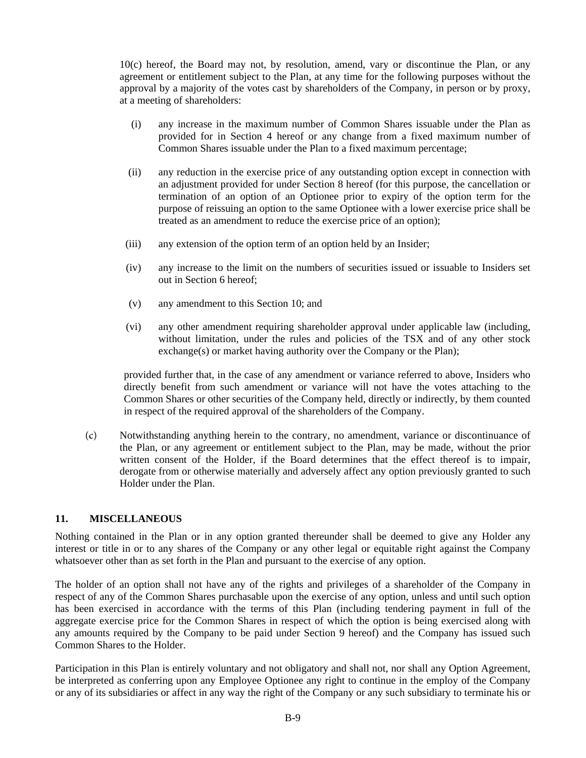10(c) hereof, the Board may not, by resolution, amend, vary or discontinue the Plan, or any agreement or entitlement subject to the Plan, at any time for the following purposes without the approval by a majority of the votes cast by shareholders of the Company, in person or by proxy, at a meeting of shareholders:

(i) any increase in the maximum number of Common Shares issuable under the Plan as provided for in Section 4 hereof or any change from a fixed maximum number of Common Shares issuable under the Plan to a fixed maximum percentage;

(ii) any reduction in the exercise price of any outstanding option except in connection with an adjustment provided for under Section 8 hereof (for this purpose, the cancellation or termination of an option of an Optionee prior to expiry of the option term for the purpose of reissuing an option to the same Optionee with a lower exercise price shall be treated as an amendment to reduce the exercise price of an option);

(iii) any extension of the option term of an option held by an Insider;

(iv) any increase to the limit on the numbers of securities issued or issuable to Insiders set out in Section 6 hereof;

(v) any amendment to this Section 10; and

(vi) any other amendment requiring shareholder approval under applicable law (including, without limitation, under the rules and policies of the TSX and of any other stock exchange(s) or market having authority over the Company or the Plan);

provided further that, in the case of any amendment or variance referred to above, Insiders who directly benefit from such amendment or variance will not have the votes attaching to the Common Shares or other securities of the Company held, directly or indirectly, by them counted in respect of the required approval of the shareholders of the Company.

(c) Notwithstanding anything herein to the contrary, no amendment, variance or discontinuance of the Plan, or any agreement or entitlement subject to the Plan, may be made, without the prior written consent of the Holder, if the Board determines that the effect thereof is to impair, derogate from or otherwise materially and adversely affect any option previously granted to such Holder under the Plan.

## 11. MISCELLANEOUS

Nothing contained in the Plan or in any option granted thereunder shall be deemed to give any Holder any interest or title in or to any shares of the Company or any other legal or equitable right against the Company whatsoever other than as set forth in the Plan and pursuant to the exercise of any option.

The holder of an option shall not have any of the rights and privileges of a shareholder of the Company in respect of any of the Common Shares purchasable upon the exercise of any option, unless and until such option has been exercised in accordance with the terms of this Plan (including tendering payment in full of the aggregate exercise price for the Common Shares in respect of which the option is being exercised along with any amounts required by the Company to be paid under Section 9 hereof) and the Company has issued such Common Shares to the Holder.

Participation in this Plan is entirely voluntary and not obligatory and shall not, nor shall any Option Agreement, be interpreted as conferring upon any Employee Optionee any right to continue in the employ of the Company or any of its subsidiaries or affect in any way the right of the Company or any such subsidiary to terminate his or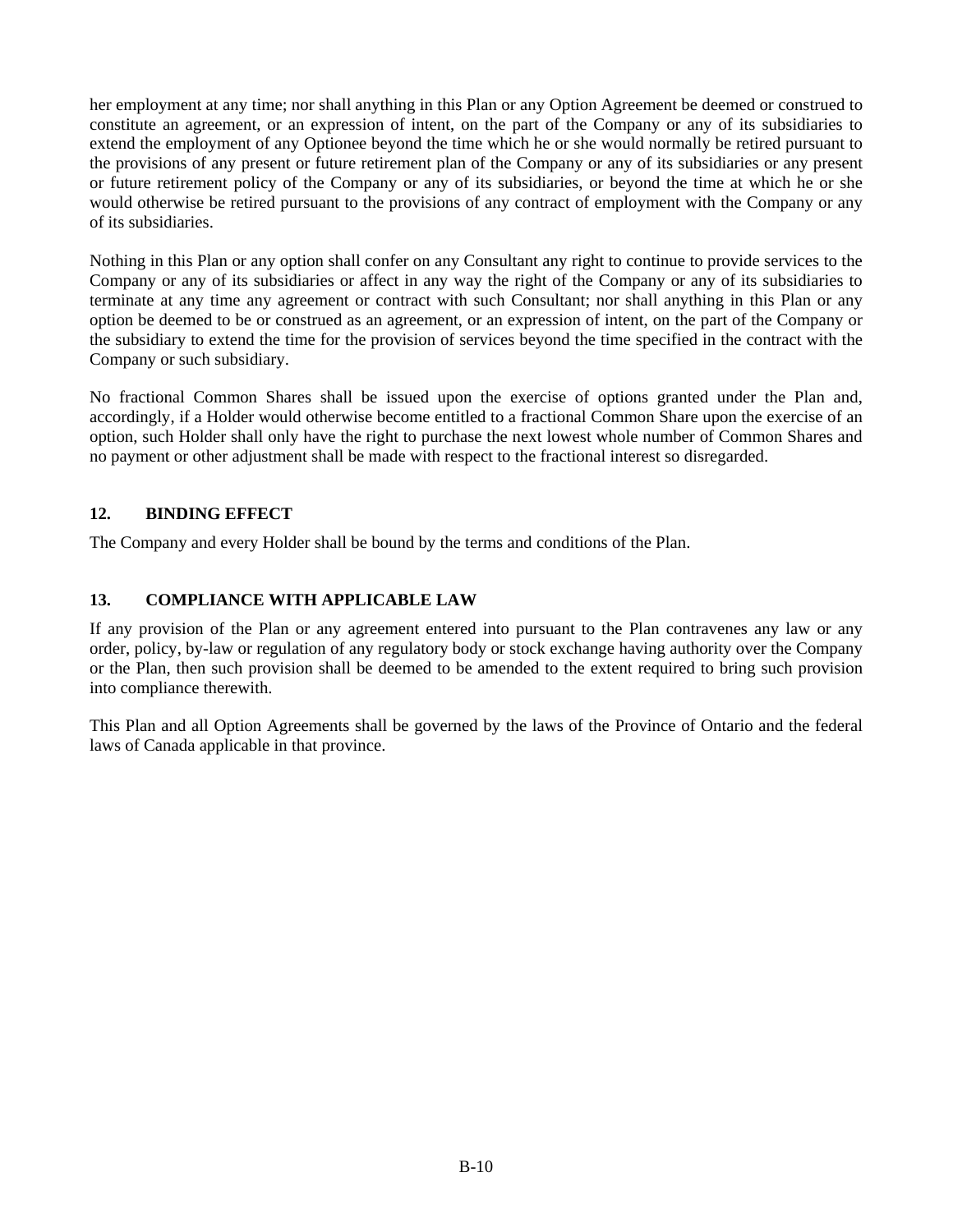her employment at any time; nor shall anything in this Plan or any Option Agreement be deemed or construed to constitute an agreement, or an expression of intent, on the part of the Company or any of its subsidiaries to extend the employment of any Optionee beyond the time which he or she would normally be retired pursuant to the provisions of any present or future retirement plan of the Company or any of its subsidiaries or any present or future retirement policy of the Company or any of its subsidiaries, or beyond the time at which he or she would otherwise be retired pursuant to the provisions of any contract of employment with the Company or any of its subsidiaries.

Nothing in this Plan or any option shall confer on any Consultant any right to continue to provide services to the Company or any of its subsidiaries or affect in any way the right of the Company or any of its subsidiaries to terminate at any time any agreement or contract with such Consultant; nor shall anything in this Plan or any option be deemed to be or construed as an agreement, or an expression of intent, on the part of the Company or the subsidiary to extend the time for the provision of services beyond the time specified in the contract with the Company or such subsidiary.

No fractional Common Shares shall be issued upon the exercise of options granted under the Plan and, accordingly, if a Holder would otherwise become entitled to a fractional Common Share upon the exercise of an option, such Holder shall only have the right to purchase the next lowest whole number of Common Shares and no payment or other adjustment shall be made with respect to the fractional interest so disregarded.

## 12. BINDING EFFECT

The Company and every Holder shall be bound by the terms and conditions of the Plan.

## 13. COMPLIANCE WITH APPLICABLE LAW

If any provision of the Plan or any agreement entered into pursuant to the Plan contravenes any law or any order, policy, by-law or regulation of any regulatory body or stock exchange having authority over the Company or the Plan, then such provision shall be deemed to be amended to the extent required to bring such provision into compliance therewith.

This Plan and all Option Agreements shall be governed by the laws of the Province of Ontario and the federal laws of Canada applicable in that province.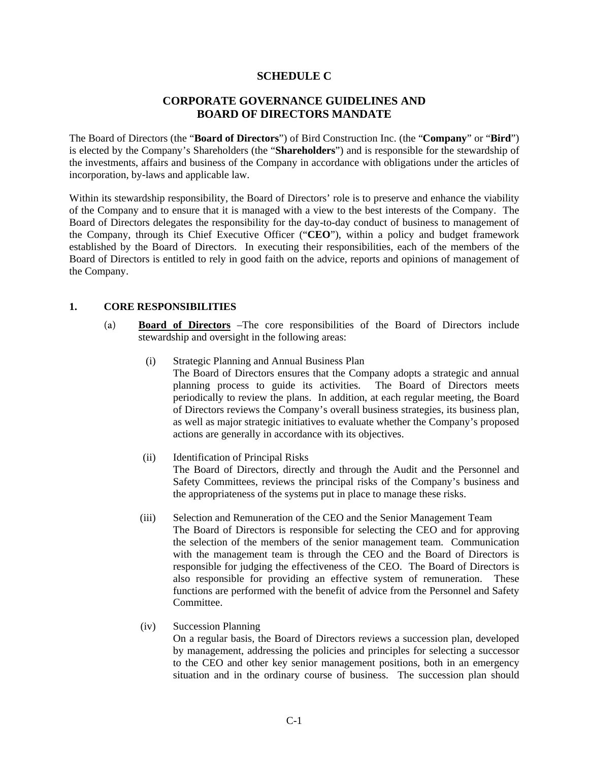# SCHEDULE C

## CORPORATE GOVERNANCE GUIDELINES AND BOARD OF DIRECTORS MANDATE

The Board of Directors (the "**Board of Directors**") of Bird Construction Inc. (the "**Company**" or "**Bird**") is elected by the Company's Shareholders (the "**Shareholders**") and is responsible for the stewardship of the investments, affairs and business of the Company in accordance with obligations under the articles of incorporation, by-laws and applicable law.

Within its stewardship responsibility, the Board of Directors' role is to preserve and enhance the viability of the Company and to ensure that it is managed with a view to the best interests of the Company. The Board of Directors delegates the responsibility for the day-to-day conduct of business to management of the Company, through its Chief Executive Officer ("**CEO**"), within a policy and budget framework established by the Board of Directors. In executing their responsibilities, each of the members of the Board of Directors is entitled to rely in good faith on the advice, reports and opinions of management of the Company.

### 1. CORE RESPONSIBILITIES

(a) **Board of Directors** –The core responsibilities of the Board of Directors include stewardship and oversight in the following areas:

(i) Strategic Planning and Annual Business Plan
The Board of Directors ensures that the Company adopts a strategic and annual planning process to guide its activities. The Board of Directors meets periodically to review the plans. In addition, at each regular meeting, the Board of Directors reviews the Company's overall business strategies, its business plan, as well as major strategic initiatives to evaluate whether the Company's proposed actions are generally in accordance with its objectives.

(ii) Identification of Principal Risks
The Board of Directors, directly and through the Audit and the Personnel and Safety Committees, reviews the principal risks of the Company's business and the appropriateness of the systems put in place to manage these risks.

(iii) Selection and Remuneration of the CEO and the Senior Management Team
The Board of Directors is responsible for selecting the CEO and for approving the selection of the members of the senior management team. Communication with the management team is through the CEO and the Board of Directors is responsible for judging the effectiveness of the CEO. The Board of Directors is also responsible for providing an effective system of remuneration. These functions are performed with the benefit of advice from the Personnel and Safety Committee.

(iv) Succession Planning
On a regular basis, the Board of Directors reviews a succession plan, developed by management, addressing the policies and principles for selecting a successor to the CEO and other key senior management positions, both in an emergency situation and in the ordinary course of business. The succession plan should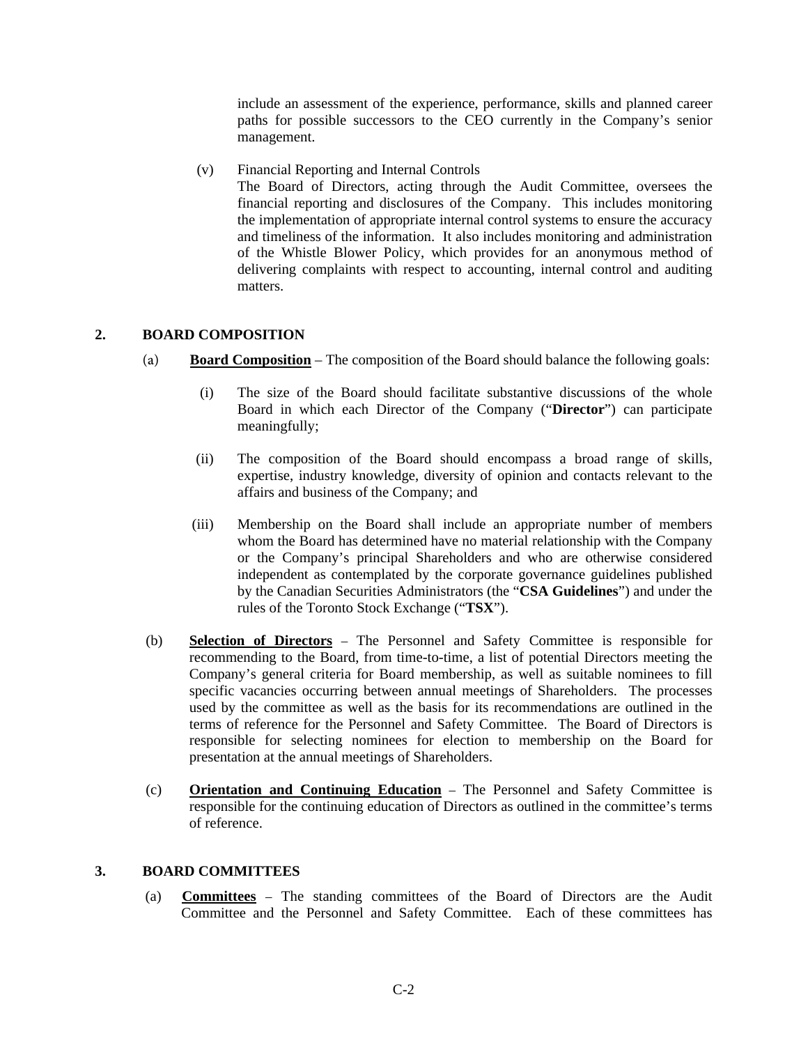include an assessment of the experience, performance, skills and planned career paths for possible successors to the CEO currently in the Company's senior management.

(v) Financial Reporting and Internal Controls
The Board of Directors, acting through the Audit Committee, oversees the financial reporting and disclosures of the Company. This includes monitoring the implementation of appropriate internal control systems to ensure the accuracy and timeliness of the information. It also includes monitoring and administration of the Whistle Blower Policy, which provides for an anonymous method of delivering complaints with respect to accounting, internal control and auditing matters.

## 2. BOARD COMPOSITION

(a) **Board Composition** – The composition of the Board should balance the following goals:

(i) The size of the Board should facilitate substantive discussions of the whole Board in which each Director of the Company ("**Director**") can participate meaningfully;

(ii) The composition of the Board should encompass a broad range of skills, expertise, industry knowledge, diversity of opinion and contacts relevant to the affairs and business of the Company; and

(iii) Membership on the Board shall include an appropriate number of members whom the Board has determined have no material relationship with the Company or the Company's principal Shareholders and who are otherwise considered independent as contemplated by the corporate governance guidelines published by the Canadian Securities Administrators (the "**CSA Guidelines**") and under the rules of the Toronto Stock Exchange ("**TSX**").

(b) **Selection of Directors** – The Personnel and Safety Committee is responsible for recommending to the Board, from time-to-time, a list of potential Directors meeting the Company's general criteria for Board membership, as well as suitable nominees to fill specific vacancies occurring between annual meetings of Shareholders. The processes used by the committee as well as the basis for its recommendations are outlined in the terms of reference for the Personnel and Safety Committee. The Board of Directors is responsible for selecting nominees for election to membership on the Board for presentation at the annual meetings of Shareholders.

(c) **Orientation and Continuing Education** – The Personnel and Safety Committee is responsible for the continuing education of Directors as outlined in the committee's terms of reference.

## 3. BOARD COMMITTEES

(a) **Committees** – The standing committees of the Board of Directors are the Audit Committee and the Personnel and Safety Committee. Each of these committees has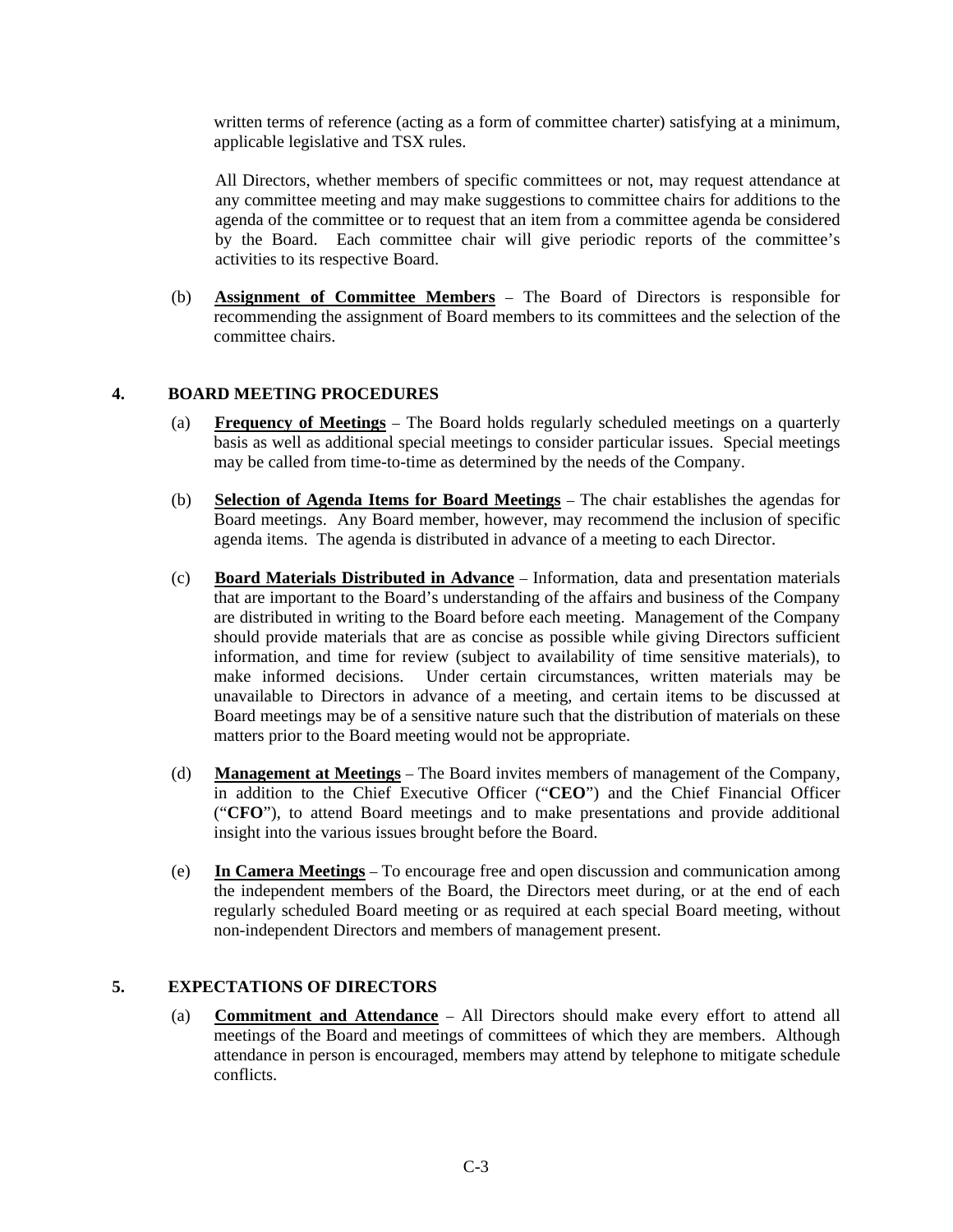written terms of reference (acting as a form of committee charter) satisfying at a minimum, applicable legislative and TSX rules.

All Directors, whether members of specific committees or not, may request attendance at any committee meeting and may make suggestions to committee chairs for additions to the agenda of the committee or to request that an item from a committee agenda be considered by the Board. Each committee chair will give periodic reports of the committee's activities to its respective Board.

(b) **Assignment of Committee Members** – The Board of Directors is responsible for recommending the assignment of Board members to its committees and the selection of the committee chairs.

## 4. BOARD MEETING PROCEDURES

(a) **Frequency of Meetings** – The Board holds regularly scheduled meetings on a quarterly basis as well as additional special meetings to consider particular issues. Special meetings may be called from time-to-time as determined by the needs of the Company.

(b) **Selection of Agenda Items for Board Meetings** – The chair establishes the agendas for Board meetings. Any Board member, however, may recommend the inclusion of specific agenda items. The agenda is distributed in advance of a meeting to each Director.

(c) **Board Materials Distributed in Advance** – Information, data and presentation materials that are important to the Board's understanding of the affairs and business of the Company are distributed in writing to the Board before each meeting. Management of the Company should provide materials that are as concise as possible while giving Directors sufficient information, and time for review (subject to availability of time sensitive materials), to make informed decisions. Under certain circumstances, written materials may be unavailable to Directors in advance of a meeting, and certain items to be discussed at Board meetings may be of a sensitive nature such that the distribution of materials on these matters prior to the Board meeting would not be appropriate.

(d) **Management at Meetings** – The Board invites members of management of the Company, in addition to the Chief Executive Officer ("**CEO**") and the Chief Financial Officer ("**CFO**"), to attend Board meetings and to make presentations and provide additional insight into the various issues brought before the Board.

(e) **In Camera Meetings** – To encourage free and open discussion and communication among the independent members of the Board, the Directors meet during, or at the end of each regularly scheduled Board meeting or as required at each special Board meeting, without non-independent Directors and members of management present.

## 5. EXPECTATIONS OF DIRECTORS

(a) **Commitment and Attendance** – All Directors should make every effort to attend all meetings of the Board and meetings of committees of which they are members. Although attendance in person is encouraged, members may attend by telephone to mitigate schedule conflicts.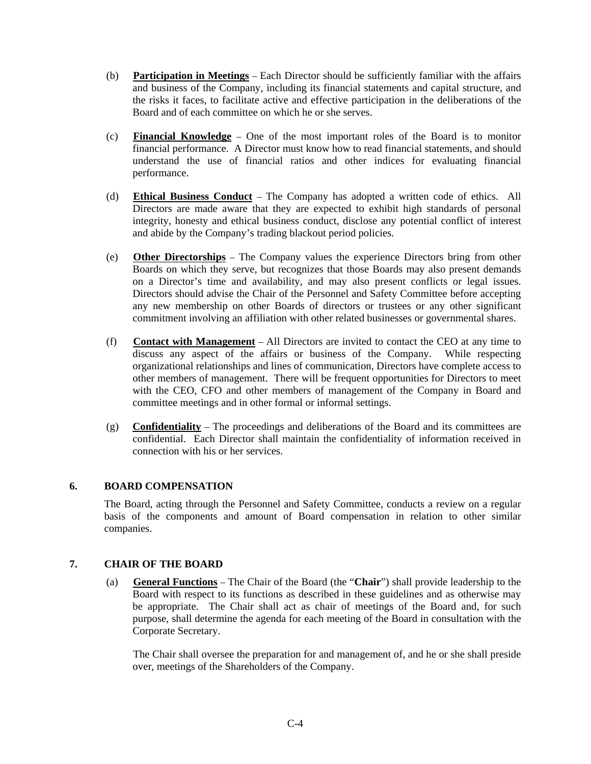(b) **Participation in Meetings** – Each Director should be sufficiently familiar with the affairs and business of the Company, including its financial statements and capital structure, and the risks it faces, to facilitate active and effective participation in the deliberations of the Board and of each committee on which he or she serves.

(c) **Financial Knowledge** – One of the most important roles of the Board is to monitor financial performance. A Director must know how to read financial statements, and should understand the use of financial ratios and other indices for evaluating financial performance.

(d) **Ethical Business Conduct** – The Company has adopted a written code of ethics. All Directors are made aware that they are expected to exhibit high standards of personal integrity, honesty and ethical business conduct, disclose any potential conflict of interest and abide by the Company's trading blackout period policies.

(e) **Other Directorships** – The Company values the experience Directors bring from other Boards on which they serve, but recognizes that those Boards may also present demands on a Director's time and availability, and may also present conflicts or legal issues. Directors should advise the Chair of the Personnel and Safety Committee before accepting any new membership on other Boards of directors or trustees or any other significant commitment involving an affiliation with other related businesses or governmental shares.

(f) **Contact with Management** – All Directors are invited to contact the CEO at any time to discuss any aspect of the affairs or business of the Company. While respecting organizational relationships and lines of communication, Directors have complete access to other members of management. There will be frequent opportunities for Directors to meet with the CEO, CFO and other members of management of the Company in Board and committee meetings and in other formal or informal settings.

(g) **Confidentiality** – The proceedings and deliberations of the Board and its committees are confidential. Each Director shall maintain the confidentiality of information received in connection with his or her services.

## 6. BOARD COMPENSATION

The Board, acting through the Personnel and Safety Committee, conducts a review on a regular basis of the components and amount of Board compensation in relation to other similar companies.

## 7. CHAIR OF THE BOARD

(a) **General Functions** – The Chair of the Board (the "**Chair**") shall provide leadership to the Board with respect to its functions as described in these guidelines and as otherwise may be appropriate. The Chair shall act as chair of meetings of the Board and, for such purpose, shall determine the agenda for each meeting of the Board in consultation with the Corporate Secretary.

The Chair shall oversee the preparation for and management of, and he or she shall preside over, meetings of the Shareholders of the Company.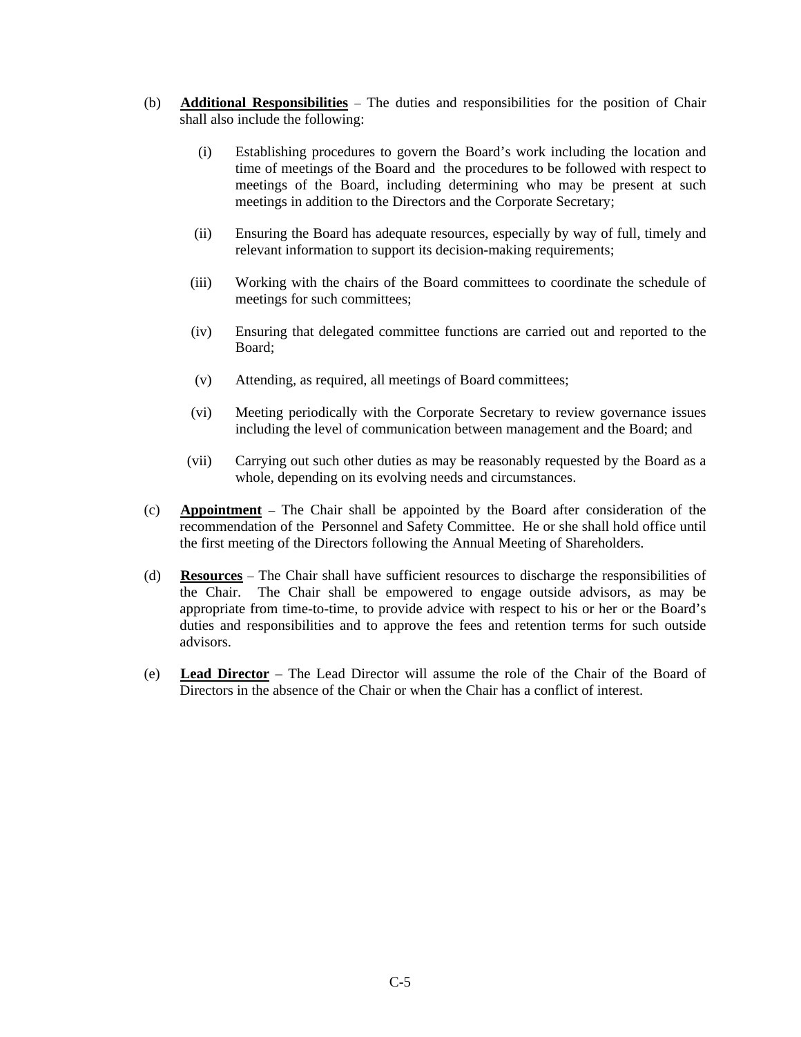(b) **Additional Responsibilities** – The duties and responsibilities for the position of Chair shall also include the following:

  (i) Establishing procedures to govern the Board's work including the location and time of meetings of the Board and the procedures to be followed with respect to meetings of the Board, including determining who may be present at such meetings in addition to the Directors and the Corporate Secretary;

  (ii) Ensuring the Board has adequate resources, especially by way of full, timely and relevant information to support its decision-making requirements;

  (iii) Working with the chairs of the Board committees to coordinate the schedule of meetings for such committees;

  (iv) Ensuring that delegated committee functions are carried out and reported to the Board;

  (v) Attending, as required, all meetings of Board committees;

  (vi) Meeting periodically with the Corporate Secretary to review governance issues including the level of communication between management and the Board; and

  (vii) Carrying out such other duties as may be reasonably requested by the Board as a whole, depending on its evolving needs and circumstances.

(c) **Appointment** – The Chair shall be appointed by the Board after consideration of the recommendation of the Personnel and Safety Committee. He or she shall hold office until the first meeting of the Directors following the Annual Meeting of Shareholders.

(d) **Resources** – The Chair shall have sufficient resources to discharge the responsibilities of the Chair. The Chair shall be empowered to engage outside advisors, as may be appropriate from time-to-time, to provide advice with respect to his or her or the Board's duties and responsibilities and to approve the fees and retention terms for such outside advisors.

(e) **Lead Director** – The Lead Director will assume the role of the Chair of the Board of Directors in the absence of the Chair or when the Chair has a conflict of interest.